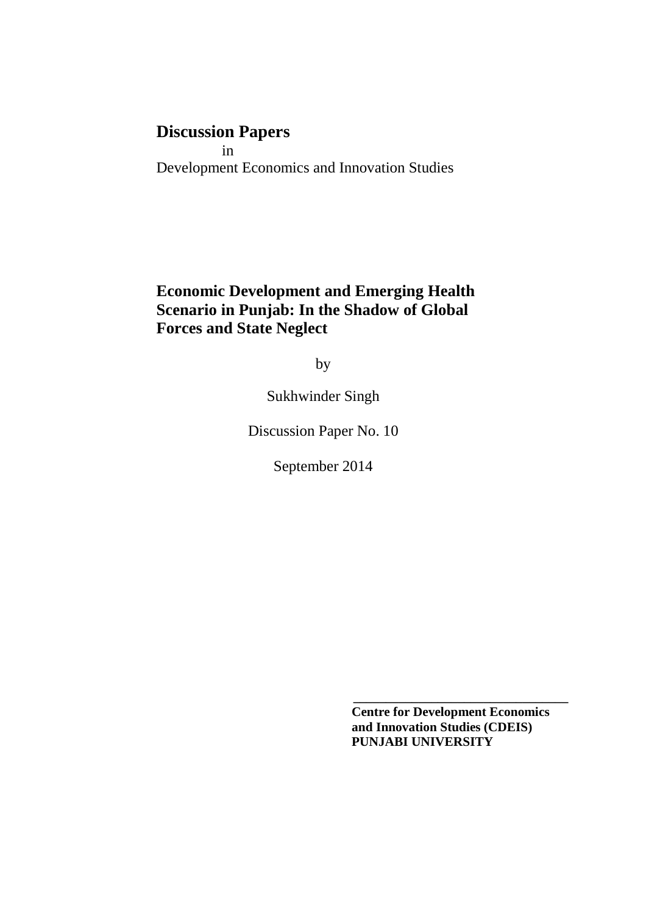**Discussion Papers**
in
Development Economics and Innovation Studies

# Economic Development and Emerging Health Scenario in Punjab: In the Shadow of Global Forces and State Neglect

by

Sukhwinder Singh

Discussion Paper No. 10

September 2014

**Centre for Development Economics and Innovation Studies (CDEIS)**
**PUNJABI UNIVERSITY**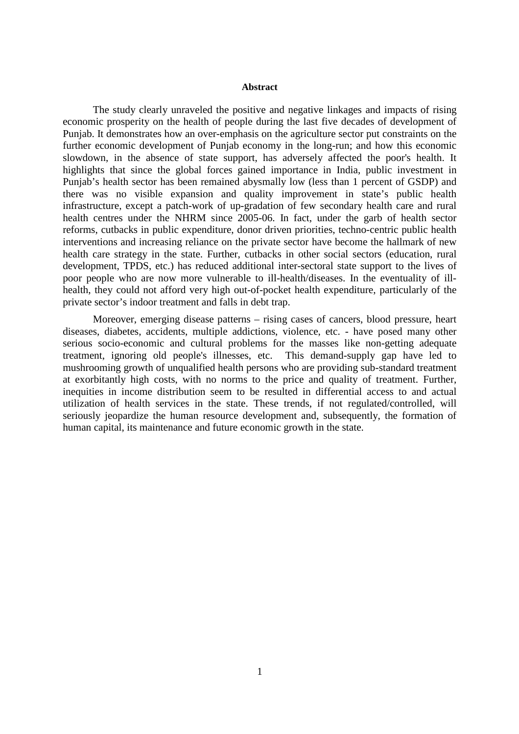**Abstract**

The study clearly unraveled the positive and negative linkages and impacts of rising economic prosperity on the health of people during the last five decades of development of Punjab. It demonstrates how an over-emphasis on the agriculture sector put constraints on the further economic development of Punjab economy in the long-run; and how this economic slowdown, in the absence of state support, has adversely affected the poor's health. It highlights that since the global forces gained importance in India, public investment in Punjab's health sector has been remained abysmally low (less than 1 percent of GSDP) and there was no visible expansion and quality improvement in state's public health infrastructure, except a patch-work of up-gradation of few secondary health care and rural health centres under the NHRM since 2005-06. In fact, under the garb of health sector reforms, cutbacks in public expenditure, donor driven priorities, techno-centric public health interventions and increasing reliance on the private sector have become the hallmark of new health care strategy in the state. Further, cutbacks in other social sectors (education, rural development, TPDS, etc.) has reduced additional inter-sectoral state support to the lives of poor people who are now more vulnerable to ill-health/diseases. In the eventuality of ill-health, they could not afford very high out-of-pocket health expenditure, particularly of the private sector's indoor treatment and falls in debt trap.

Moreover, emerging disease patterns – rising cases of cancers, blood pressure, heart diseases, diabetes, accidents, multiple addictions, violence, etc. - have posed many other serious socio-economic and cultural problems for the masses like non-getting adequate treatment, ignoring old people's illnesses, etc. This demand-supply gap have led to mushrooming growth of unqualified health persons who are providing sub-standard treatment at exorbitantly high costs, with no norms to the price and quality of treatment. Further, inequities in income distribution seem to be resulted in differential access to and actual utilization of health services in the state. These trends, if not regulated/controlled, will seriously jeopardize the human resource development and, subsequently, the formation of human capital, its maintenance and future economic growth in the state.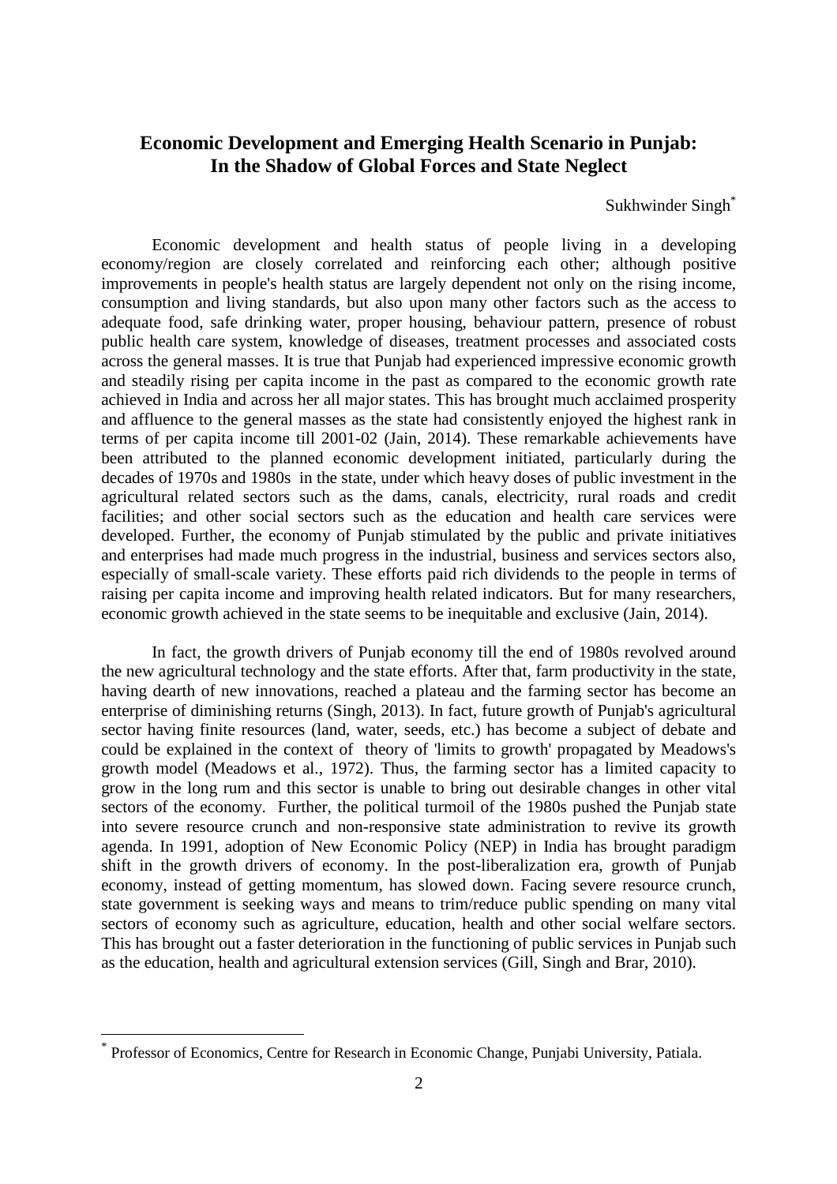# Economic Development and Emerging Health Scenario in Punjab: In the Shadow of Global Forces and State Neglect

Sukhwinder Singh[*]

Economic development and health status of people living in a developing economy/region are closely correlated and reinforcing each other; although positive improvements in people's health status are largely dependent not only on the rising income, consumption and living standards, but also upon many other factors such as the access to adequate food, safe drinking water, proper housing, behaviour pattern, presence of robust public health care system, knowledge of diseases, treatment processes and associated costs across the general masses. It is true that Punjab had experienced impressive economic growth and steadily rising per capita income in the past as compared to the economic growth rate achieved in India and across her all major states. This has brought much acclaimed prosperity and affluence to the general masses as the state had consistently enjoyed the highest rank in terms of per capita income till 2001-02 (Jain, 2014). These remarkable achievements have been attributed to the planned economic development initiated, particularly during the decades of 1970s and 1980s in the state, under which heavy doses of public investment in the agricultural related sectors such as the dams, canals, electricity, rural roads and credit facilities; and other social sectors such as the education and health care services were developed. Further, the economy of Punjab stimulated by the public and private initiatives and enterprises had made much progress in the industrial, business and services sectors also, especially of small-scale variety. These efforts paid rich dividends to the people in terms of raising per capita income and improving health related indicators. But for many researchers, economic growth achieved in the state seems to be inequitable and exclusive (Jain, 2014).

In fact, the growth drivers of Punjab economy till the end of 1980s revolved around the new agricultural technology and the state efforts. After that, farm productivity in the state, having dearth of new innovations, reached a plateau and the farming sector has become an enterprise of diminishing returns (Singh, 2013). In fact, future growth of Punjab's agricultural sector having finite resources (land, water, seeds, etc.) has become a subject of debate and could be explained in the context of theory of 'limits to growth' propagated by Meadows's growth model (Meadows et al., 1972). Thus, the farming sector has a limited capacity to grow in the long rum and this sector is unable to bring out desirable changes in other vital sectors of the economy. Further, the political turmoil of the 1980s pushed the Punjab state into severe resource crunch and non-responsive state administration to revive its growth agenda. In 1991, adoption of New Economic Policy (NEP) in India has brought paradigm shift in the growth drivers of economy. In the post-liberalization era, growth of Punjab economy, instead of getting momentum, has slowed down. Facing severe resource crunch, state government is seeking ways and means to trim/reduce public spending on many vital sectors of economy such as agriculture, education, health and other social welfare sectors. This has brought out a faster deterioration in the functioning of public services in Punjab such as the education, health and agricultural extension services (Gill, Singh and Brar, 2010).

[*] Professor of Economics, Centre for Research in Economic Change, Punjabi University, Patiala.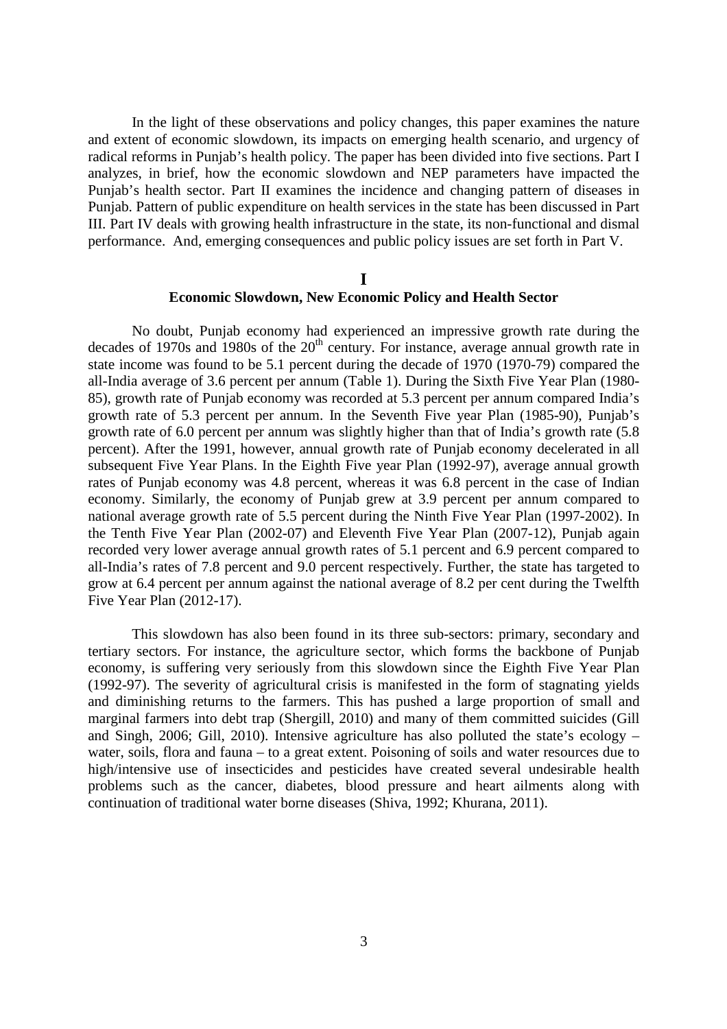In the light of these observations and policy changes, this paper examines the nature and extent of economic slowdown, its impacts on emerging health scenario, and urgency of radical reforms in Punjab's health policy. The paper has been divided into five sections. Part I analyzes, in brief, how the economic slowdown and NEP parameters have impacted the Punjab's health sector. Part II examines the incidence and changing pattern of diseases in Punjab. Pattern of public expenditure on health services in the state has been discussed in Part III. Part IV deals with growing health infrastructure in the state, its non-functional and dismal performance. And, emerging consequences and public policy issues are set forth in Part V.

## I

## Economic Slowdown, New Economic Policy and Health Sector

No doubt, Punjab economy had experienced an impressive growth rate during the decades of 1970s and 1980s of the 20th century. For instance, average annual growth rate in state income was found to be 5.1 percent during the decade of 1970 (1970-79) compared the all-India average of 3.6 percent per annum (Table 1). During the Sixth Five Year Plan (1980-85), growth rate of Punjab economy was recorded at 5.3 percent per annum compared India's growth rate of 5.3 percent per annum. In the Seventh Five year Plan (1985-90), Punjab's growth rate of 6.0 percent per annum was slightly higher than that of India's growth rate (5.8 percent). After the 1991, however, annual growth rate of Punjab economy decelerated in all subsequent Five Year Plans. In the Eighth Five year Plan (1992-97), average annual growth rates of Punjab economy was 4.8 percent, whereas it was 6.8 percent in the case of Indian economy. Similarly, the economy of Punjab grew at 3.9 percent per annum compared to national average growth rate of 5.5 percent during the Ninth Five Year Plan (1997-2002). In the Tenth Five Year Plan (2002-07) and Eleventh Five Year Plan (2007-12), Punjab again recorded very lower average annual growth rates of 5.1 percent and 6.9 percent compared to all-India's rates of 7.8 percent and 9.0 percent respectively. Further, the state has targeted to grow at 6.4 percent per annum against the national average of 8.2 per cent during the Twelfth Five Year Plan (2012-17).

This slowdown has also been found in its three sub-sectors: primary, secondary and tertiary sectors. For instance, the agriculture sector, which forms the backbone of Punjab economy, is suffering very seriously from this slowdown since the Eighth Five Year Plan (1992-97). The severity of agricultural crisis is manifested in the form of stagnating yields and diminishing returns to the farmers. This has pushed a large proportion of small and marginal farmers into debt trap (Shergill, 2010) and many of them committed suicides (Gill and Singh, 2006; Gill, 2010). Intensive agriculture has also polluted the state's ecology – water, soils, flora and fauna – to a great extent. Poisoning of soils and water resources due to high/intensive use of insecticides and pesticides have created several undesirable health problems such as the cancer, diabetes, blood pressure and heart ailments along with continuation of traditional water borne diseases (Shiva, 1992; Khurana, 2011).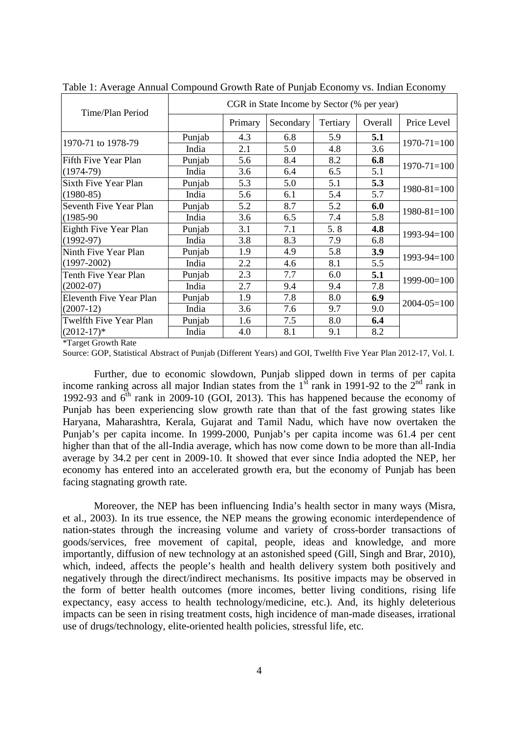Table 1: Average Annual Compound Growth Rate of Punjab Economy vs. Indian Economy

| Time/Plan Period | CGR in State Income by Sector (% per year) | | | | | |
|---|---|---|---|---|---|---|
| | | Primary | Secondary | Tertiary | Overall | Price Level |
| 1970-71 to 1978-79 | Punjab | 4.3 | 6.8 | 5.9 | **5.1** | 1970-71=100 |
| | India | 2.1 | 5.0 | 4.8 | 3.6 | |
| Fifth Five Year Plan (1974-79) | Punjab | 5.6 | 8.4 | 8.2 | **6.8** | 1970-71=100 |
| | India | 3.6 | 6.4 | 6.5 | 5.1 | |
| Sixth Five Year Plan (1980-85) | Punjab | 5.3 | 5.0 | 5.1 | **5.3** | 1980-81=100 |
| | India | 5.6 | 6.1 | 5.4 | 5.7 | |
| Seventh Five Year Plan (1985-90 | Punjab | 5.2 | 8.7 | 5.2 | **6.0** | 1980-81=100 |
| | India | 3.6 | 6.5 | 7.4 | 5.8 | |
| Eighth Five Year Plan (1992-97) | Punjab | 3.1 | 7.1 | 5. 8 | **4.8** | 1993-94=100 |
| | India | 3.8 | 8.3 | 7.9 | 6.8 | |
| Ninth Five Year Plan (1997-2002) | Punjab | 1.9 | 4.9 | 5.8 | **3.9** | 1993-94=100 |
| | India | 2.2 | 4.6 | 8.1 | 5.5 | |
| Tenth Five Year Plan (2002-07) | Punjab | 2.3 | 7.7 | 6.0 | **5.1** | 1999-00=100 |
| | India | 2.7 | 9.4 | 9.4 | 7.8 | |
| Eleventh Five Year Plan (2007-12) | Punjab | 1.9 | 7.8 | 8.0 | **6.9** | 2004-05=100 |
| | India | 3.6 | 7.6 | 9.7 | 9.0 | |
| Twelfth Five Year Plan (2012-17)* | Punjab | 1.6 | 7.5 | 8.0 | **6.4** | |
| | India | 4.0 | 8.1 | 9.1 | 8.2 | |

*Target Growth Rate

Source: GOP, Statistical Abstract of Punjab (Different Years) and GOI, Twelfth Five Year Plan 2012-17, Vol. I.

Further, due to economic slowdown, Punjab slipped down in terms of per capita income ranking across all major Indian states from the 1st rank in 1991-92 to the 2nd rank in 1992-93 and 6th rank in 2009-10 (GOI, 2013). This has happened because the economy of Punjab has been experiencing slow growth rate than that of the fast growing states like Haryana, Maharashtra, Kerala, Gujarat and Tamil Nadu, which have now overtaken the Punjab's per capita income. In 1999-2000, Punjab's per capita income was 61.4 per cent higher than that of the all-India average, which has now come down to be more than all-India average by 34.2 per cent in 2009-10. It showed that ever since India adopted the NEP, her economy has entered into an accelerated growth era, but the economy of Punjab has been facing stagnating growth rate.

Moreover, the NEP has been influencing India's health sector in many ways (Misra, et al., 2003). In its true essence, the NEP means the growing economic interdependence of nation-states through the increasing volume and variety of cross-border transactions of goods/services, free movement of capital, people, ideas and knowledge, and more importantly, diffusion of new technology at an astonished speed (Gill, Singh and Brar, 2010), which, indeed, affects the people's health and health delivery system both positively and negatively through the direct/indirect mechanisms. Its positive impacts may be observed in the form of better health outcomes (more incomes, better living conditions, rising life expectancy, easy access to health technology/medicine, etc.). And, its highly deleterious impacts can be seen in rising treatment costs, high incidence of man-made diseases, irrational use of drugs/technology, elite-oriented health policies, stressful life, etc.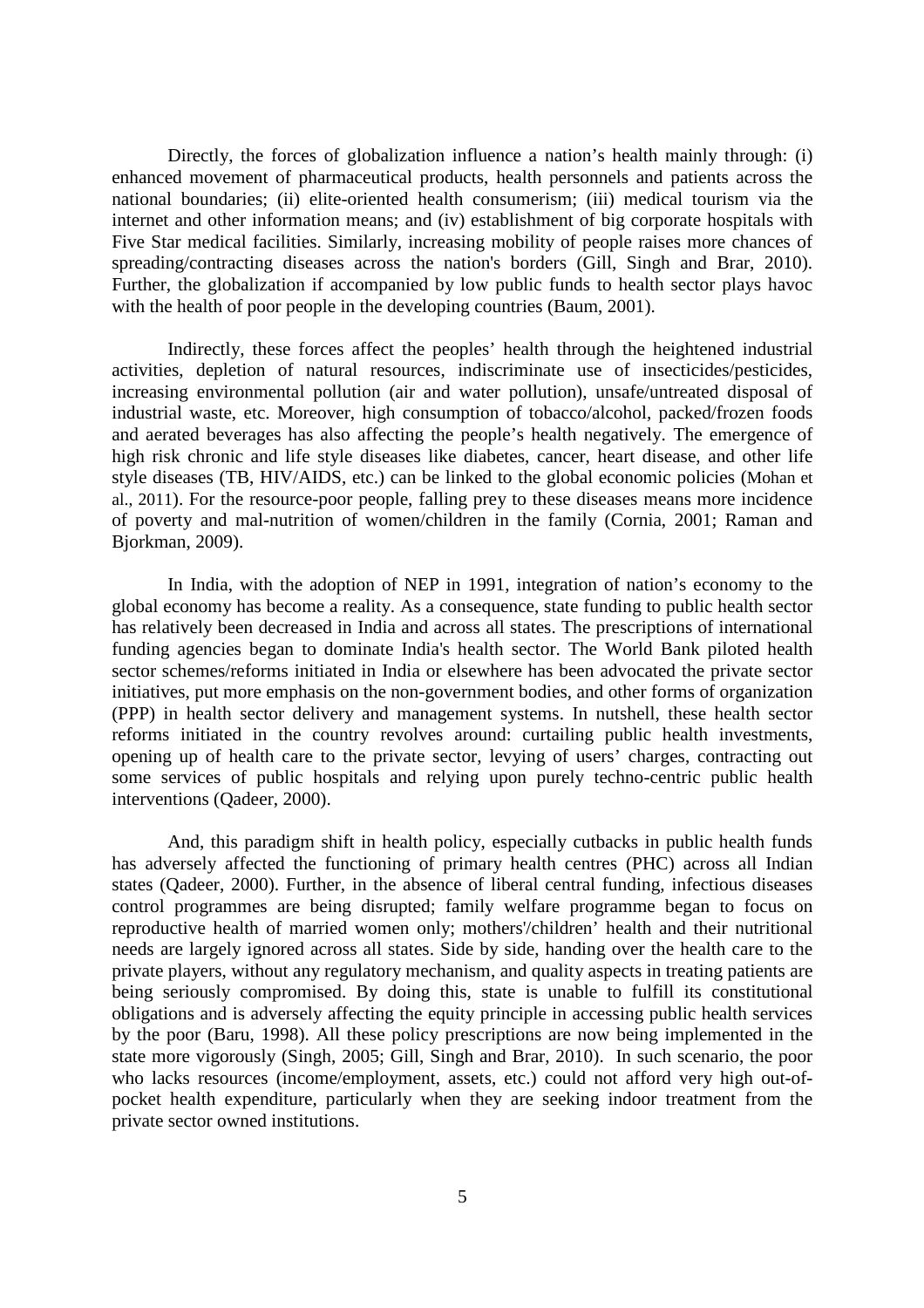Directly, the forces of globalization influence a nation's health mainly through: (i) enhanced movement of pharmaceutical products, health personnels and patients across the national boundaries; (ii) elite-oriented health consumerism; (iii) medical tourism via the internet and other information means; and (iv) establishment of big corporate hospitals with Five Star medical facilities. Similarly, increasing mobility of people raises more chances of spreading/contracting diseases across the nation's borders (Gill, Singh and Brar, 2010). Further, the globalization if accompanied by low public funds to health sector plays havoc with the health of poor people in the developing countries (Baum, 2001).

Indirectly, these forces affect the peoples' health through the heightened industrial activities, depletion of natural resources, indiscriminate use of insecticides/pesticides, increasing environmental pollution (air and water pollution), unsafe/untreated disposal of industrial waste, etc. Moreover, high consumption of tobacco/alcohol, packed/frozen foods and aerated beverages has also affecting the people's health negatively. The emergence of high risk chronic and life style diseases like diabetes, cancer, heart disease, and other life style diseases (TB, HIV/AIDS, etc.) can be linked to the global economic policies (Mohan et al., 2011). For the resource-poor people, falling prey to these diseases means more incidence of poverty and mal-nutrition of women/children in the family (Cornia, 2001; Raman and Bjorkman, 2009).

In India, with the adoption of NEP in 1991, integration of nation's economy to the global economy has become a reality. As a consequence, state funding to public health sector has relatively been decreased in India and across all states. The prescriptions of international funding agencies began to dominate India's health sector. The World Bank piloted health sector schemes/reforms initiated in India or elsewhere has been advocated the private sector initiatives, put more emphasis on the non-government bodies, and other forms of organization (PPP) in health sector delivery and management systems. In nutshell, these health sector reforms initiated in the country revolves around: curtailing public health investments, opening up of health care to the private sector, levying of users' charges, contracting out some services of public hospitals and relying upon purely techno-centric public health interventions (Qadeer, 2000).

And, this paradigm shift in health policy, especially cutbacks in public health funds has adversely affected the functioning of primary health centres (PHC) across all Indian states (Qadeer, 2000). Further, in the absence of liberal central funding, infectious diseases control programmes are being disrupted; family welfare programme began to focus on reproductive health of married women only; mothers'/children' health and their nutritional needs are largely ignored across all states. Side by side, handing over the health care to the private players, without any regulatory mechanism, and quality aspects in treating patients are being seriously compromised. By doing this, state is unable to fulfill its constitutional obligations and is adversely affecting the equity principle in accessing public health services by the poor (Baru, 1998). All these policy prescriptions are now being implemented in the state more vigorously (Singh, 2005; Gill, Singh and Brar, 2010). In such scenario, the poor who lacks resources (income/employment, assets, etc.) could not afford very high out-of-pocket health expenditure, particularly when they are seeking indoor treatment from the private sector owned institutions.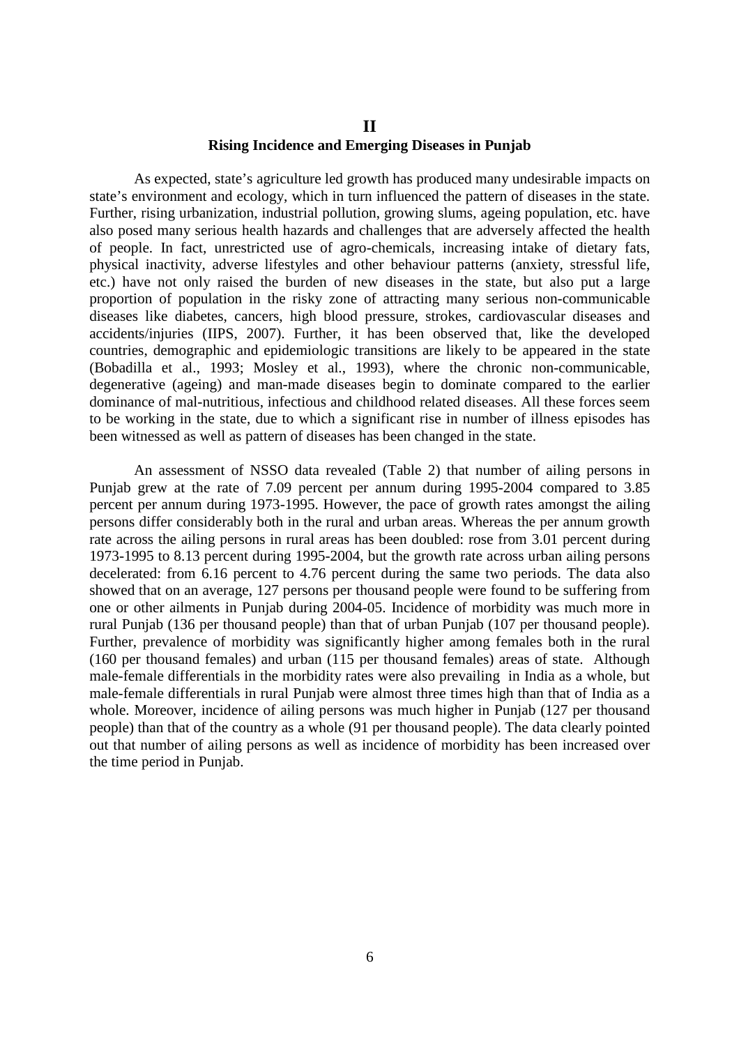## II
## Rising Incidence and Emerging Diseases in Punjab

As expected, state's agriculture led growth has produced many undesirable impacts on state's environment and ecology, which in turn influenced the pattern of diseases in the state. Further, rising urbanization, industrial pollution, growing slums, ageing population, etc. have also posed many serious health hazards and challenges that are adversely affected the health of people. In fact, unrestricted use of agro-chemicals, increasing intake of dietary fats, physical inactivity, adverse lifestyles and other behaviour patterns (anxiety, stressful life, etc.) have not only raised the burden of new diseases in the state, but also put a large proportion of population in the risky zone of attracting many serious non-communicable diseases like diabetes, cancers, high blood pressure, strokes, cardiovascular diseases and accidents/injuries (IIPS, 2007). Further, it has been observed that, like the developed countries, demographic and epidemiologic transitions are likely to be appeared in the state (Bobadilla et al., 1993; Mosley et al., 1993), where the chronic non-communicable, degenerative (ageing) and man-made diseases begin to dominate compared to the earlier dominance of mal-nutritious, infectious and childhood related diseases. All these forces seem to be working in the state, due to which a significant rise in number of illness episodes has been witnessed as well as pattern of diseases has been changed in the state.

An assessment of NSSO data revealed (Table 2) that number of ailing persons in Punjab grew at the rate of 7.09 percent per annum during 1995-2004 compared to 3.85 percent per annum during 1973-1995. However, the pace of growth rates amongst the ailing persons differ considerably both in the rural and urban areas. Whereas the per annum growth rate across the ailing persons in rural areas has been doubled: rose from 3.01 percent during 1973-1995 to 8.13 percent during 1995-2004, but the growth rate across urban ailing persons decelerated: from 6.16 percent to 4.76 percent during the same two periods. The data also showed that on an average, 127 persons per thousand people were found to be suffering from one or other ailments in Punjab during 2004-05. Incidence of morbidity was much more in rural Punjab (136 per thousand people) than that of urban Punjab (107 per thousand people). Further, prevalence of morbidity was significantly higher among females both in the rural (160 per thousand females) and urban (115 per thousand females) areas of state. Although male-female differentials in the morbidity rates were also prevailing in India as a whole, but male-female differentials in rural Punjab were almost three times high than that of India as a whole. Moreover, incidence of ailing persons was much higher in Punjab (127 per thousand people) than that of the country as a whole (91 per thousand people). The data clearly pointed out that number of ailing persons as well as incidence of morbidity has been increased over the time period in Punjab.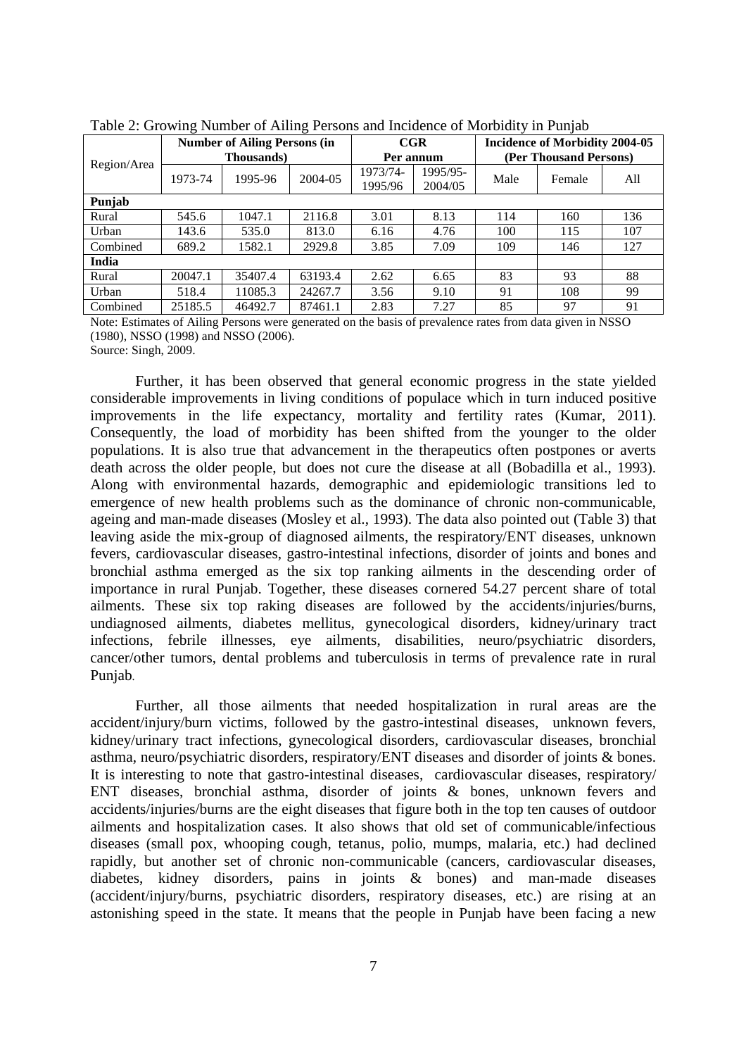Table 2: Growing Number of Ailing Persons and Incidence of Morbidity in Punjab

| Region/Area | Number of Ailing Persons (in Thousands) | | | CGR Per annum | | Incidence of Morbidity 2004-05 (Per Thousand Persons) | | |
|---|---|---|---|---|---|---|---|---|
| | 1973-74 | 1995-96 | 2004-05 | 1973/74-1995/96 | 1995/95-2004/05 | Male | Female | All |
| **Punjab** | | | | | | | | |
| Rural | 545.6 | 1047.1 | 2116.8 | 3.01 | 8.13 | 114 | 160 | 136 |
| Urban | 143.6 | 535.0 | 813.0 | 6.16 | 4.76 | 100 | 115 | 107 |
| Combined | 689.2 | 1582.1 | 2929.8 | 3.85 | 7.09 | 109 | 146 | 127 |
| **India** | | | | | | | | |
| Rural | 20047.1 | 35407.4 | 63193.4 | 2.62 | 6.65 | 83 | 93 | 88 |
| Urban | 518.4 | 11085.3 | 24267.7 | 3.56 | 9.10 | 91 | 108 | 99 |
| Combined | 25185.5 | 46492.7 | 87461.1 | 2.83 | 7.27 | 85 | 97 | 91 |

Note: Estimates of Ailing Persons were generated on the basis of prevalence rates from data given in NSSO (1980), NSSO (1998) and NSSO (2006).
Source: Singh, 2009.

Further, it has been observed that general economic progress in the state yielded considerable improvements in living conditions of populace which in turn induced positive improvements in the life expectancy, mortality and fertility rates (Kumar, 2011). Consequently, the load of morbidity has been shifted from the younger to the older populations. It is also true that advancement in the therapeutics often postpones or averts death across the older people, but does not cure the disease at all (Bobadilla et al., 1993). Along with environmental hazards, demographic and epidemiologic transitions led to emergence of new health problems such as the dominance of chronic non-communicable, ageing and man-made diseases (Mosley et al., 1993). The data also pointed out (Table 3) that leaving aside the mix-group of diagnosed ailments, the respiratory/ENT diseases, unknown fevers, cardiovascular diseases, gastro-intestinal infections, disorder of joints and bones and bronchial asthma emerged as the six top ranking ailments in the descending order of importance in rural Punjab. Together, these diseases cornered 54.27 percent share of total ailments. These six top raking diseases are followed by the accidents/injuries/burns, undiagnosed ailments, diabetes mellitus, gynecological disorders, kidney/urinary tract infections, febrile illnesses, eye ailments, disabilities, neuro/psychiatric disorders, cancer/other tumors, dental problems and tuberculosis in terms of prevalence rate in rural Punjab.

Further, all those ailments that needed hospitalization in rural areas are the accident/injury/burn victims, followed by the gastro-intestinal diseases, unknown fevers, kidney/urinary tract infections, gynecological disorders, cardiovascular diseases, bronchial asthma, neuro/psychiatric disorders, respiratory/ENT diseases and disorder of joints & bones. It is interesting to note that gastro-intestinal diseases, cardiovascular diseases, respiratory/ ENT diseases, bronchial asthma, disorder of joints & bones, unknown fevers and accidents/injuries/burns are the eight diseases that figure both in the top ten causes of outdoor ailments and hospitalization cases. It also shows that old set of communicable/infectious diseases (small pox, whooping cough, tetanus, polio, mumps, malaria, etc.) had declined rapidly, but another set of chronic non-communicable (cancers, cardiovascular diseases, diabetes, kidney disorders, pains in joints & bones) and man-made diseases (accident/injury/burns, psychiatric disorders, respiratory diseases, etc.) are rising at an astonishing speed in the state. It means that the people in Punjab have been facing a new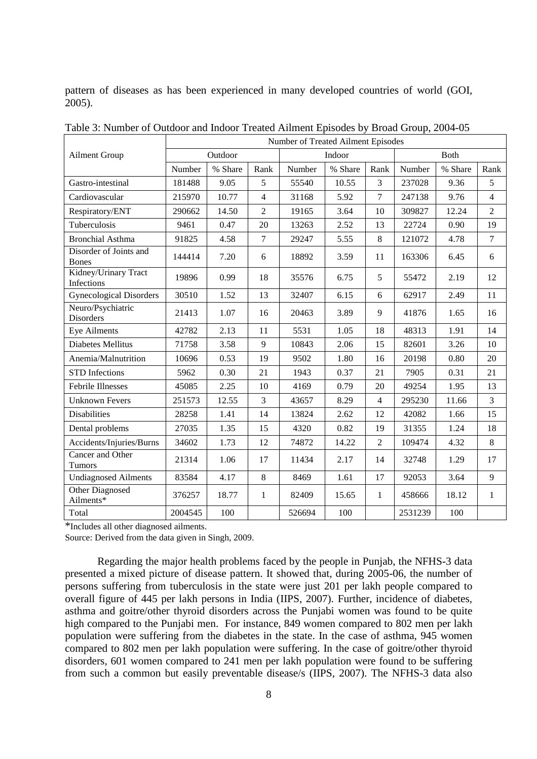pattern of diseases as has been experienced in many developed countries of world (GOI, 2005).

Table 3: Number of Outdoor and Indoor Treated Ailment Episodes by Broad Group, 2004-05

| Ailment Group | Number of Treated Ailment Episodes | | | | | | | | |
|---|---|---|---|---|---|---|---|---|---|
| | Outdoor | | | Indoor | | | Both | | |
| | Number | % Share | Rank | Number | % Share | Rank | Number | % Share | Rank |
| Gastro-intestinal | 181488 | 9.05 | 5 | 55540 | 10.55 | 3 | 237028 | 9.36 | 5 |
| Cardiovascular | 215970 | 10.77 | 4 | 31168 | 5.92 | 7 | 247138 | 9.76 | 4 |
| Respiratory/ENT | 290662 | 14.50 | 2 | 19165 | 3.64 | 10 | 309827 | 12.24 | 2 |
| Tuberculosis | 9461 | 0.47 | 20 | 13263 | 2.52 | 13 | 22724 | 0.90 | 19 |
| Bronchial Asthma | 91825 | 4.58 | 7 | 29247 | 5.55 | 8 | 121072 | 4.78 | 7 |
| Disorder of Joints and Bones | 144414 | 7.20 | 6 | 18892 | 3.59 | 11 | 163306 | 6.45 | 6 |
| Kidney/Urinary Tract Infections | 19896 | 0.99 | 18 | 35576 | 6.75 | 5 | 55472 | 2.19 | 12 |
| Gynecological Disorders | 30510 | 1.52 | 13 | 32407 | 6.15 | 6 | 62917 | 2.49 | 11 |
| Neuro/Psychiatric Disorders | 21413 | 1.07 | 16 | 20463 | 3.89 | 9 | 41876 | 1.65 | 16 |
| Eye Ailments | 42782 | 2.13 | 11 | 5531 | 1.05 | 18 | 48313 | 1.91 | 14 |
| Diabetes Mellitus | 71758 | 3.58 | 9 | 10843 | 2.06 | 15 | 82601 | 3.26 | 10 |
| Anemia/Malnutrition | 10696 | 0.53 | 19 | 9502 | 1.80 | 16 | 20198 | 0.80 | 20 |
| STD Infections | 5962 | 0.30 | 21 | 1943 | 0.37 | 21 | 7905 | 0.31 | 21 |
| Febrile Illnesses | 45085 | 2.25 | 10 | 4169 | 0.79 | 20 | 49254 | 1.95 | 13 |
| Unknown Fevers | 251573 | 12.55 | 3 | 43657 | 8.29 | 4 | 295230 | 11.66 | 3 |
| Disabilities | 28258 | 1.41 | 14 | 13824 | 2.62 | 12 | 42082 | 1.66 | 15 |
| Dental problems | 27035 | 1.35 | 15 | 4320 | 0.82 | 19 | 31355 | 1.24 | 18 |
| Accidents/Injuries/Burns | 34602 | 1.73 | 12 | 74872 | 14.22 | 2 | 109474 | 4.32 | 8 |
| Cancer and Other Tumors | 21314 | 1.06 | 17 | 11434 | 2.17 | 14 | 32748 | 1.29 | 17 |
| Undiagnosed Ailments | 83584 | 4.17 | 8 | 8469 | 1.61 | 17 | 92053 | 3.64 | 9 |
| Other Diagnosed Ailments* | 376257 | 18.77 | 1 | 82409 | 15.65 | 1 | 458666 | 18.12 | 1 |
| Total | 2004545 | 100 | | 526694 | 100 | | 2531239 | 100 | |

*Includes all other diagnosed ailments.

Source: Derived from the data given in Singh, 2009.

Regarding the major health problems faced by the people in Punjab, the NFHS-3 data presented a mixed picture of disease pattern. It showed that, during 2005-06, the number of persons suffering from tuberculosis in the state were just 201 per lakh people compared to overall figure of 445 per lakh persons in India (IIPS, 2007). Further, incidence of diabetes, asthma and goitre/other thyroid disorders across the Punjabi women was found to be quite high compared to the Punjabi men. For instance, 849 women compared to 802 men per lakh population were suffering from the diabetes in the state. In the case of asthma, 945 women compared to 802 men per lakh population were suffering. In the case of goitre/other thyroid disorders, 601 women compared to 241 men per lakh population were found to be suffering from such a common but easily preventable disease/s (IIPS, 2007). The NFHS-3 data also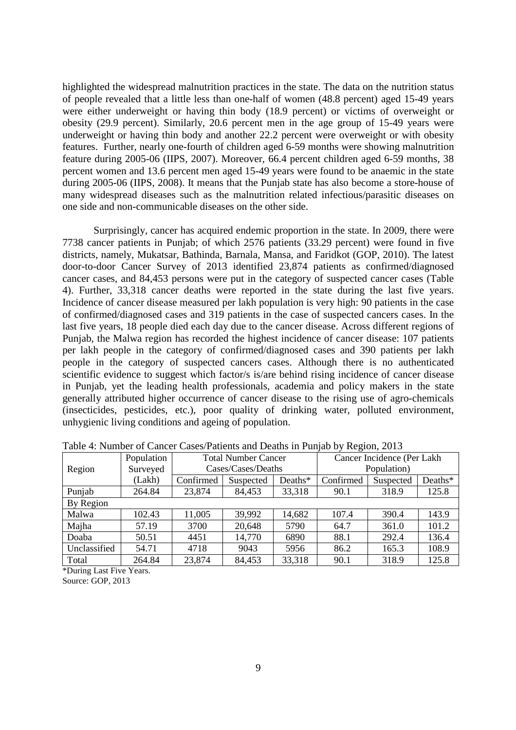highlighted the widespread malnutrition practices in the state. The data on the nutrition status of people revealed that a little less than one-half of women (48.8 percent) aged 15-49 years were either underweight or having thin body (18.9 percent) or victims of overweight or obesity (29.9 percent). Similarly, 20.6 percent men in the age group of 15-49 years were underweight or having thin body and another 22.2 percent were overweight or with obesity features. Further, nearly one-fourth of children aged 6-59 months were showing malnutrition feature during 2005-06 (IIPS, 2007). Moreover, 66.4 percent children aged 6-59 months, 38 percent women and 13.6 percent men aged 15-49 years were found to be anaemic in the state during 2005-06 (IIPS, 2008). It means that the Punjab state has also become a store-house of many widespread diseases such as the malnutrition related infectious/parasitic diseases on one side and non-communicable diseases on the other side.

Surprisingly, cancer has acquired endemic proportion in the state. In 2009, there were 7738 cancer patients in Punjab; of which 2576 patients (33.29 percent) were found in five districts, namely, Mukatsar, Bathinda, Barnala, Mansa, and Faridkot (GOP, 2010). The latest door-to-door Cancer Survey of 2013 identified 23,874 patients as confirmed/diagnosed cancer cases, and 84,453 persons were put in the category of suspected cancer cases (Table 4). Further, 33,318 cancer deaths were reported in the state during the last five years. Incidence of cancer disease measured per lakh population is very high: 90 patients in the case of confirmed/diagnosed cases and 319 patients in the case of suspected cancers cases. In the last five years, 18 people died each day due to the cancer disease. Across different regions of Punjab, the Malwa region has recorded the highest incidence of cancer disease: 107 patients per lakh people in the category of confirmed/diagnosed cases and 390 patients per lakh people in the category of suspected cancers cases. Although there is no authenticated scientific evidence to suggest which factor/s is/are behind rising incidence of cancer disease in Punjab, yet the leading health professionals, academia and policy makers in the state generally attributed higher occurrence of cancer disease to the rising use of agro-chemicals (insecticides, pesticides, etc.), poor quality of drinking water, polluted environment, unhygienic living conditions and ageing of population.

Table 4: Number of Cancer Cases/Patients and Deaths in Punjab by Region, 2013

| Region | Population Surveyed (Lakh) | Total Number Cancer Cases/Cases/Deaths | | | Cancer Incidence (Per Lakh Population) | | |
|---|---|---|---|---|---|---|---|
| | | Confirmed | Suspected | Deaths* | Confirmed | Suspected | Deaths* |
| Punjab | 264.84 | 23,874 | 84,453 | 33,318 | 90.1 | 318.9 | 125.8 |
| By Region | | | | | | | |
| Malwa | 102.43 | 11,005 | 39,992 | 14,682 | 107.4 | 390.4 | 143.9 |
| Majha | 57.19 | 3700 | 20,648 | 5790 | 64.7 | 361.0 | 101.2 |
| Doaba | 50.51 | 4451 | 14,770 | 6890 | 88.1 | 292.4 | 136.4 |
| Unclassified | 54.71 | 4718 | 9043 | 5956 | 86.2 | 165.3 | 108.9 |
| Total | 264.84 | 23,874 | 84,453 | 33,318 | 90.1 | 318.9 | 125.8 |

*During Last Five Years.

Source: GOP, 2013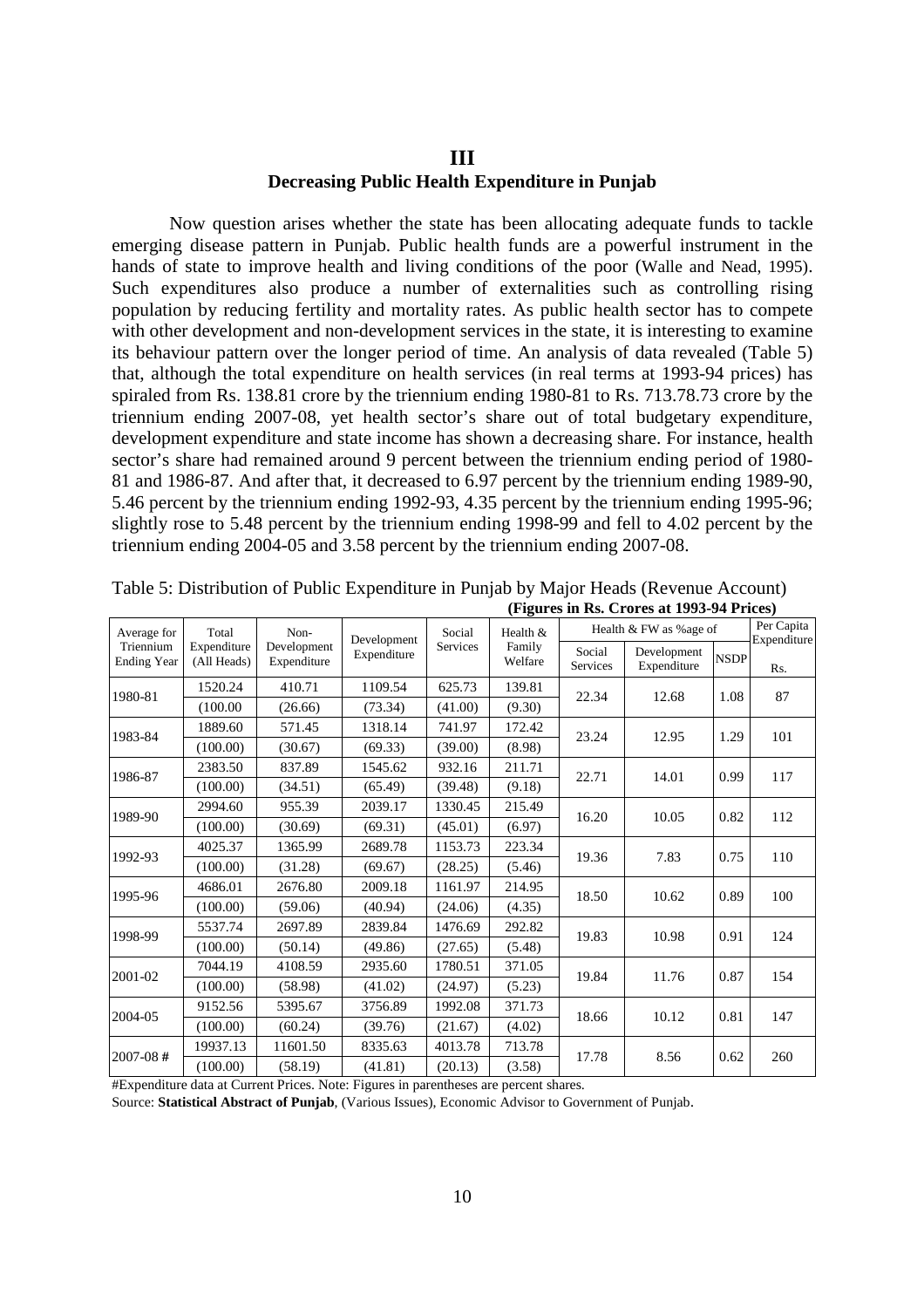## III
## Decreasing Public Health Expenditure in Punjab

Now question arises whether the state has been allocating adequate funds to tackle emerging disease pattern in Punjab. Public health funds are a powerful instrument in the hands of state to improve health and living conditions of the poor (Walle and Nead, 1995). Such expenditures also produce a number of externalities such as controlling rising population by reducing fertility and mortality rates. As public health sector has to compete with other development and non-development services in the state, it is interesting to examine its behaviour pattern over the longer period of time. An analysis of data revealed (Table 5) that, although the total expenditure on health services (in real terms at 1993-94 prices) has spiraled from Rs. 138.81 crore by the triennium ending 1980-81 to Rs. 713.78.73 crore by the triennium ending 2007-08, yet health sector's share out of total budgetary expenditure, development expenditure and state income has shown a decreasing share. For instance, health sector's share had remained around 9 percent between the triennium ending period of 1980-81 and 1986-87. And after that, it decreased to 6.97 percent by the triennium ending 1989-90, 5.46 percent by the triennium ending 1992-93, 4.35 percent by the triennium ending 1995-96; slightly rose to 5.48 percent by the triennium ending 1998-99 and fell to 4.02 percent by the triennium ending 2004-05 and 3.58 percent by the triennium ending 2007-08.

Table 5: Distribution of Public Expenditure in Punjab by Major Heads (Revenue Account)

**(Figures in Rs. Crores at 1993-94 Prices)**

| Average for Triennium Ending Year | Total Expenditure (All Heads) | Non-Development Expenditure | Development Expenditure | Social Services | Health & Family Welfare | Health & FW as %age of | | | Per Capita Expenditure |
|---|---|---|---|---|---|---|---|---|---|
| | | | | | | Social Services | Development Expenditure | NSDP | Rs. |
| 1980-81 | 1520.24 | 410.71 | 1109.54 | 625.73 | 139.81 | 22.34 | 12.68 | 1.08 | 87 |
| | (100.00 | (26.66) | (73.34) | (41.00) | (9.30) | | | | |
| 1983-84 | 1889.60 | 571.45 | 1318.14 | 741.97 | 172.42 | 23.24 | 12.95 | 1.29 | 101 |
| | (100.00) | (30.67) | (69.33) | (39.00) | (8.98) | | | | |
| 1986-87 | 2383.50 | 837.89 | 1545.62 | 932.16 | 211.71 | 22.71 | 14.01 | 0.99 | 117 |
| | (100.00) | (34.51) | (65.49) | (39.48) | (9.18) | | | | |
| 1989-90 | 2994.60 | 955.39 | 2039.17 | 1330.45 | 215.49 | 16.20 | 10.05 | 0.82 | 112 |
| | (100.00) | (30.69) | (69.31) | (45.01) | (6.97) | | | | |
| 1992-93 | 4025.37 | 1365.99 | 2689.78 | 1153.73 | 223.34 | 19.36 | 7.83 | 0.75 | 110 |
| | (100.00) | (31.28) | (69.67) | (28.25) | (5.46) | | | | |
| 1995-96 | 4686.01 | 2676.80 | 2009.18 | 1161.97 | 214.95 | 18.50 | 10.62 | 0.89 | 100 |
| | (100.00) | (59.06) | (40.94) | (24.06) | (4.35) | | | | |
| 1998-99 | 5537.74 | 2697.89 | 2839.84 | 1476.69 | 292.82 | 19.83 | 10.98 | 0.91 | 124 |
| | (100.00) | (50.14) | (49.86) | (27.65) | (5.48) | | | | |
| 2001-02 | 7044.19 | 4108.59 | 2935.60 | 1780.51 | 371.05 | 19.84 | 11.76 | 0.87 | 154 |
| | (100.00) | (58.98) | (41.02) | (24.97) | (5.23) | | | | |
| 2004-05 | 9152.56 | 5395.67 | 3756.89 | 1992.08 | 371.73 | 18.66 | 10.12 | 0.81 | 147 |
| | (100.00) | (60.24) | (39.76) | (21.67) | (4.02) | | | | |
| 2007-08 **#** | 19937.13 | 11601.50 | 8335.63 | 4013.78 | 713.78 | 17.78 | 8.56 | 0.62 | 260 |
| | (100.00) | (58.19) | (41.81) | (20.13) | (3.58) | | | | |

#Expenditure data at Current Prices. Note: Figures in parentheses are percent shares.

Source: **Statistical Abstract of Punjab**, (Various Issues), Economic Advisor to Government of Punjab.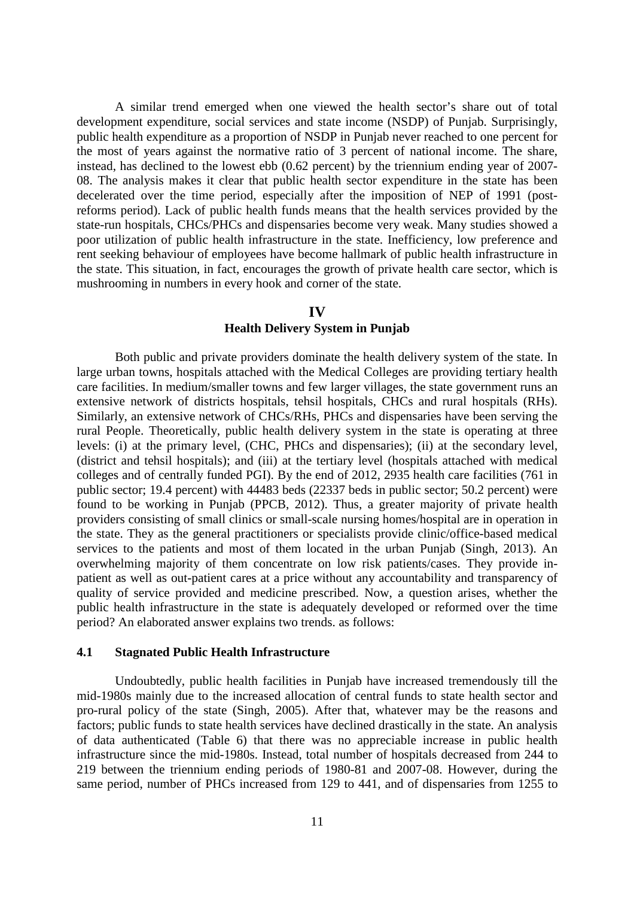A similar trend emerged when one viewed the health sector's share out of total development expenditure, social services and state income (NSDP) of Punjab. Surprisingly, public health expenditure as a proportion of NSDP in Punjab never reached to one percent for the most of years against the normative ratio of 3 percent of national income. The share, instead, has declined to the lowest ebb (0.62 percent) by the triennium ending year of 2007-08. The analysis makes it clear that public health sector expenditure in the state has been decelerated over the time period, especially after the imposition of NEP of 1991 (post-reforms period). Lack of public health funds means that the health services provided by the state-run hospitals, CHCs/PHCs and dispensaries become very weak. Many studies showed a poor utilization of public health infrastructure in the state. Inefficiency, low preference and rent seeking behaviour of employees have become hallmark of public health infrastructure in the state. This situation, in fact, encourages the growth of private health care sector, which is mushrooming in numbers in every hook and corner of the state.

## IV
## Health Delivery System in Punjab

Both public and private providers dominate the health delivery system of the state. In large urban towns, hospitals attached with the Medical Colleges are providing tertiary health care facilities. In medium/smaller towns and few larger villages, the state government runs an extensive network of districts hospitals, tehsil hospitals, CHCs and rural hospitals (RHs). Similarly, an extensive network of CHCs/RHs, PHCs and dispensaries have been serving the rural People. Theoretically, public health delivery system in the state is operating at three levels: (i) at the primary level, (CHC, PHCs and dispensaries); (ii) at the secondary level, (district and tehsil hospitals); and (iii) at the tertiary level (hospitals attached with medical colleges and of centrally funded PGI). By the end of 2012, 2935 health care facilities (761 in public sector; 19.4 percent) with 44483 beds (22337 beds in public sector; 50.2 percent) were found to be working in Punjab (PPCB, 2012). Thus, a greater majority of private health providers consisting of small clinics or small-scale nursing homes/hospital are in operation in the state. They as the general practitioners or specialists provide clinic/office-based medical services to the patients and most of them located in the urban Punjab (Singh, 2013). An overwhelming majority of them concentrate on low risk patients/cases. They provide in-patient as well as out-patient cares at a price without any accountability and transparency of quality of service provided and medicine prescribed. Now, a question arises, whether the public health infrastructure in the state is adequately developed or reformed over the time period? An elaborated answer explains two trends. as follows:

### 4.1 Stagnated Public Health Infrastructure

Undoubtedly, public health facilities in Punjab have increased tremendously till the mid-1980s mainly due to the increased allocation of central funds to state health sector and pro-rural policy of the state (Singh, 2005). After that, whatever may be the reasons and factors; public funds to state health services have declined drastically in the state. An analysis of data authenticated (Table 6) that there was no appreciable increase in public health infrastructure since the mid-1980s. Instead, total number of hospitals decreased from 244 to 219 between the triennium ending periods of 1980-81 and 2007-08. However, during the same period, number of PHCs increased from 129 to 441, and of dispensaries from 1255 to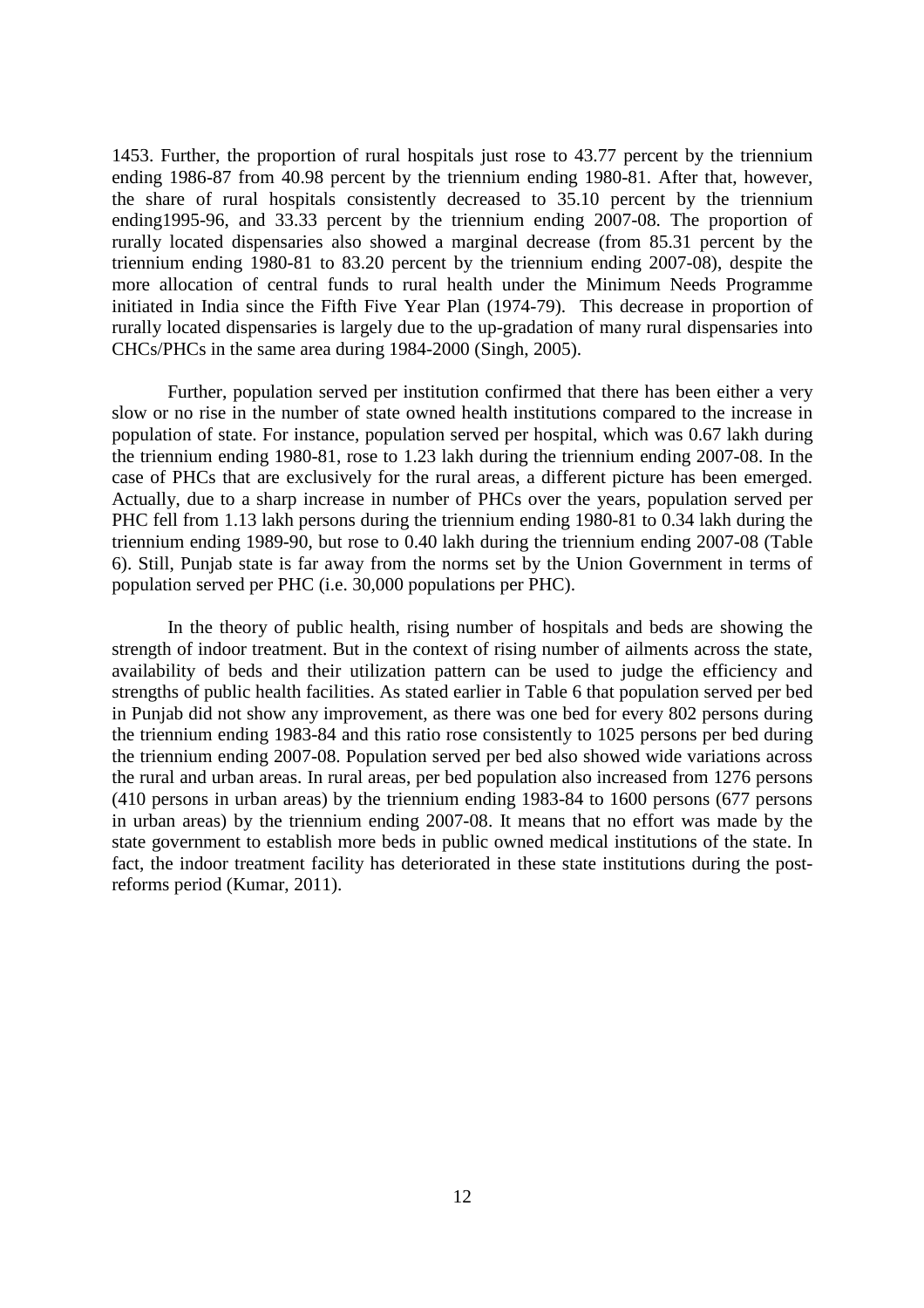1453. Further, the proportion of rural hospitals just rose to 43.77 percent by the triennium ending 1986-87 from 40.98 percent by the triennium ending 1980-81. After that, however, the share of rural hospitals consistently decreased to 35.10 percent by the triennium ending1995-96, and 33.33 percent by the triennium ending 2007-08. The proportion of rurally located dispensaries also showed a marginal decrease (from 85.31 percent by the triennium ending 1980-81 to 83.20 percent by the triennium ending 2007-08), despite the more allocation of central funds to rural health under the Minimum Needs Programme initiated in India since the Fifth Five Year Plan (1974-79). This decrease in proportion of rurally located dispensaries is largely due to the up-gradation of many rural dispensaries into CHCs/PHCs in the same area during 1984-2000 (Singh, 2005).

Further, population served per institution confirmed that there has been either a very slow or no rise in the number of state owned health institutions compared to the increase in population of state. For instance, population served per hospital, which was 0.67 lakh during the triennium ending 1980-81, rose to 1.23 lakh during the triennium ending 2007-08. In the case of PHCs that are exclusively for the rural areas, a different picture has been emerged. Actually, due to a sharp increase in number of PHCs over the years, population served per PHC fell from 1.13 lakh persons during the triennium ending 1980-81 to 0.34 lakh during the triennium ending 1989-90, but rose to 0.40 lakh during the triennium ending 2007-08 (Table 6). Still, Punjab state is far away from the norms set by the Union Government in terms of population served per PHC (i.e. 30,000 populations per PHC).

In the theory of public health, rising number of hospitals and beds are showing the strength of indoor treatment. But in the context of rising number of ailments across the state, availability of beds and their utilization pattern can be used to judge the efficiency and strengths of public health facilities. As stated earlier in Table 6 that population served per bed in Punjab did not show any improvement, as there was one bed for every 802 persons during the triennium ending 1983-84 and this ratio rose consistently to 1025 persons per bed during the triennium ending 2007-08. Population served per bed also showed wide variations across the rural and urban areas. In rural areas, per bed population also increased from 1276 persons (410 persons in urban areas) by the triennium ending 1983-84 to 1600 persons (677 persons in urban areas) by the triennium ending 2007-08. It means that no effort was made by the state government to establish more beds in public owned medical institutions of the state. In fact, the indoor treatment facility has deteriorated in these state institutions during the post-reforms period (Kumar, 2011).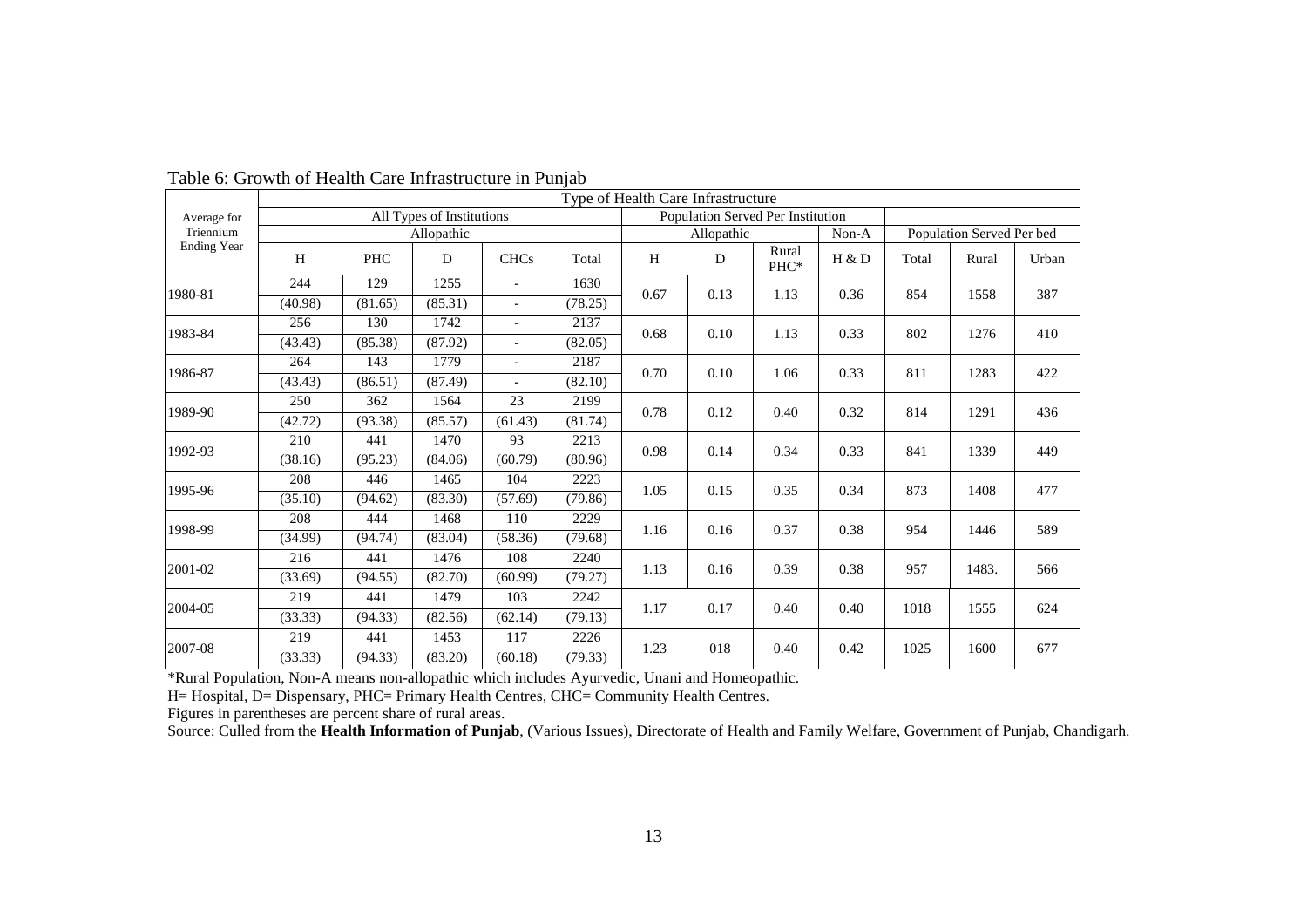Table 6: Growth of Health Care Infrastructure in Punjab

| Average for Triennium Ending Year | Type of Health Care Infrastructure | | | | | | | | | | | |
|---|---|---|---|---|---|---|---|---|---|---|---|---|
| | All Types of Institutions | | | | | Population Served Per Institution | | | | | | |
| | Allopathic | | | | | Allopathic | | | Non-A | Population Served Per bed | | |
| | H | PHC | D | CHCs | Total | H | D | Rural PHC* | H & D | Total | Rural | Urban |
| 1980-81 | 244 (40.98) | 129 (81.65) | 1255 (85.31) | - | 1630 (78.25) | 0.67 | 0.13 | 1.13 | 0.36 | 854 | 1558 | 387 |
| 1983-84 | 256 (43.43) | 130 (85.38) | 1742 (87.92) | - | 2137 (82.05) | 0.68 | 0.10 | 1.13 | 0.33 | 802 | 1276 | 410 |
| 1986-87 | 264 (43.43) | 143 (86.51) | 1779 (87.49) | - | 2187 (82.10) | 0.70 | 0.10 | 1.06 | 0.33 | 811 | 1283 | 422 |
| 1989-90 | 250 (42.72) | 362 (93.38) | 1564 (85.57) | 23 (61.43) | 2199 (81.74) | 0.78 | 0.12 | 0.40 | 0.32 | 814 | 1291 | 436 |
| 1992-93 | 210 (38.16) | 441 (95.23) | 1470 (84.06) | 93 (60.79) | 2213 (80.96) | 0.98 | 0.14 | 0.34 | 0.33 | 841 | 1339 | 449 |
| 1995-96 | 208 (35.10) | 446 (94.62) | 1465 (83.30) | 104 (57.69) | 2223 (79.86) | 1.05 | 0.15 | 0.35 | 0.34 | 873 | 1408 | 477 |
| 1998-99 | 208 (34.99) | 444 (94.74) | 1468 (83.04) | 110 (58.36) | 2229 (79.68) | 1.16 | 0.16 | 0.37 | 0.38 | 954 | 1446 | 589 |
| 2001-02 | 216 (33.69) | 441 (94.55) | 1476 (82.70) | 108 (60.99) | 2240 (79.27) | 1.13 | 0.16 | 0.39 | 0.38 | 957 | 1483. | 566 |
| 2004-05 | 219 (33.33) | 441 (94.33) | 1479 (82.56) | 103 (62.14) | 2242 (79.13) | 1.17 | 0.17 | 0.40 | 0.40 | 1018 | 1555 | 624 |
| 2007-08 | 219 (33.33) | 441 (94.33) | 1453 (83.20) | 117 (60.18) | 2226 (79.33) | 1.23 | 018 | 0.40 | 0.42 | 1025 | 1600 | 677 |

*Rural Population, Non-A means non-allopathic which includes Ayurvedic, Unani and Homeopathic.

H= Hospital, D= Dispensary, PHC= Primary Health Centres, CHC= Community Health Centres.

Figures in parentheses are percent share of rural areas.

Source: Culled from the **Health Information of Punjab**, (Various Issues), Directorate of Health and Family Welfare, Government of Punjab, Chandigarh.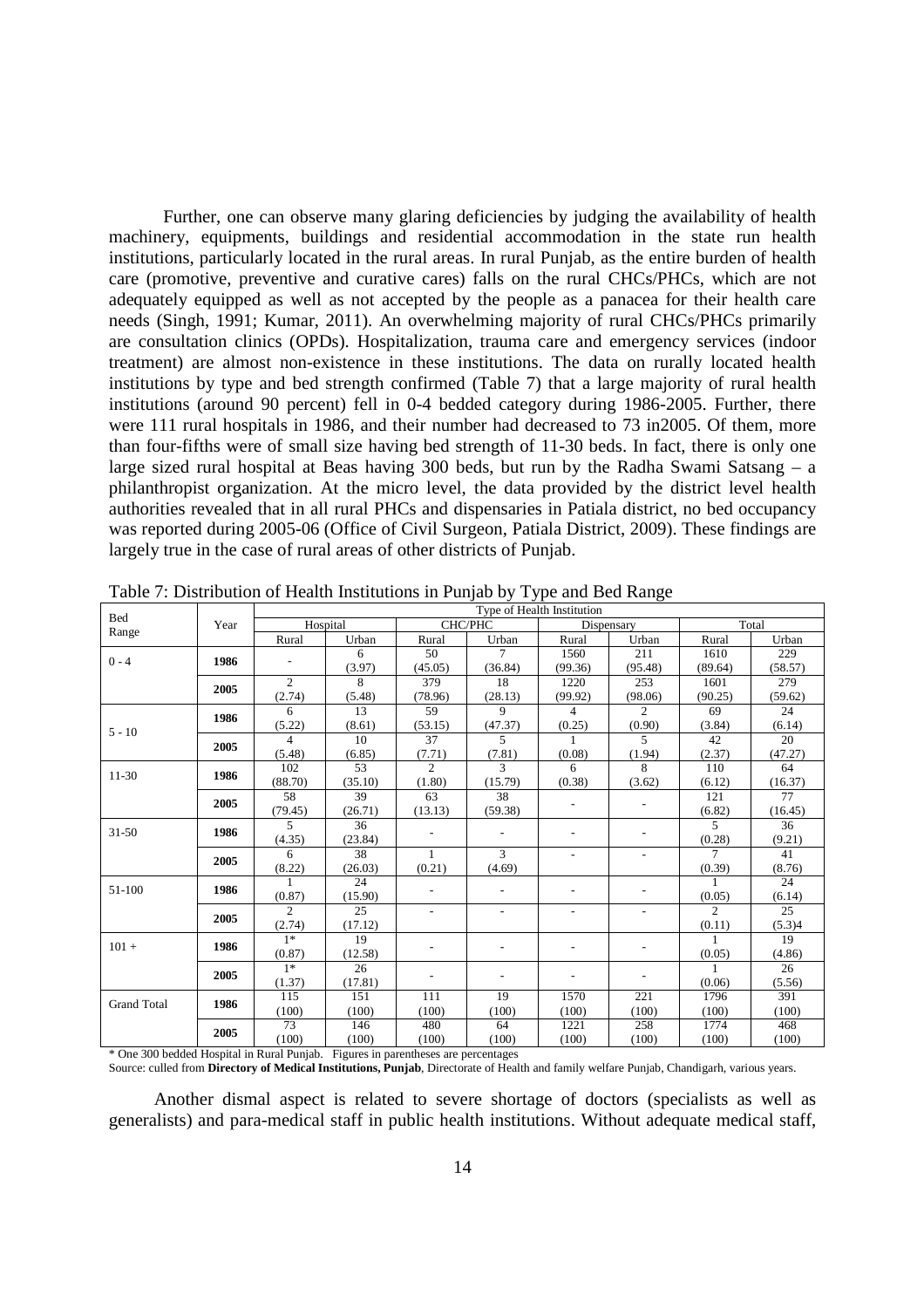Further, one can observe many glaring deficiencies by judging the availability of health machinery, equipments, buildings and residential accommodation in the state run health institutions, particularly located in the rural areas. In rural Punjab, as the entire burden of health care (promotive, preventive and curative cares) falls on the rural CHCs/PHCs, which are not adequately equipped as well as not accepted by the people as a panacea for their health care needs (Singh, 1991; Kumar, 2011). An overwhelming majority of rural CHCs/PHCs primarily are consultation clinics (OPDs). Hospitalization, trauma care and emergency services (indoor treatment) are almost non-existence in these institutions. The data on rurally located health institutions by type and bed strength confirmed (Table 7) that a large majority of rural health institutions (around 90 percent) fell in 0-4 bedded category during 1986-2005. Further, there were 111 rural hospitals in 1986, and their number had decreased to 73 in2005. Of them, more than four-fifths were of small size having bed strength of 11-30 beds. In fact, there is only one large sized rural hospital at Beas having 300 beds, but run by the Radha Swami Satsang – a philanthropist organization. At the micro level, the data provided by the district level health authorities revealed that in all rural PHCs and dispensaries in Patiala district, no bed occupancy was reported during 2005-06 (Office of Civil Surgeon, Patiala District, 2009). These findings are largely true in the case of rural areas of other districts of Punjab.

Table 7: Distribution of Health Institutions in Punjab by Type and Bed Range

| Bed Range | Year | Type of Health Institution | | | | | | | |
|---|---|---|---|---|---|---|---|---|---|
| | | Hospital | | CHC/PHC | | Dispensary | | Total | |
| | | Rural | Urban | Rural | Urban | Rural | Urban | Rural | Urban |
| 0 - 4 | **1986** | - | 6 (3.97) | 50 (45.05) | 7 (36.84) | 1560 (99.36) | 211 (95.48) | 1610 (89.64) | 229 (58.57) |
| | **2005** | 2 (2.74) | 8 (5.48) | 379 (78.96) | 18 (28.13) | 1220 (99.92) | 253 (98.06) | 1601 (90.25) | 279 (59.62) |
| 5 - 10 | **1986** | 6 (5.22) | 13 (8.61) | 59 (53.15) | 9 (47.37) | 4 (0.25) | 2 (0.90) | 69 (3.84) | 24 (6.14) |
| | **2005** | 4 (5.48) | 10 (6.85) | 37 (7.71) | 5 (7.81) | 1 (0.08) | 5 (1.94) | 42 (2.37) | 20 (47.27) |
| 11-30 | **1986** | 102 (88.70) | 53 (35.10) | 2 (1.80) | 3 (15.79) | 6 (0.38) | 8 (3.62) | 110 (6.12) | 64 (16.37) |
| | **2005** | 58 (79.45) | 39 (26.71) | 63 (13.13) | 38 (59.38) | - | - | 121 (6.82) | 77 (16.45) |
| 31-50 | **1986** | 5 (4.35) | 36 (23.84) | - | - | - | - | 5 (0.28) | 36 (9.21) |
| | **2005** | 6 (8.22) | 38 (26.03) | 1 (0.21) | 3 (4.69) | - | - | 7 (0.39) | 41 (8.76) |
| 51-100 | **1986** | 1 (0.87) | 24 (15.90) | - | - | - | - | 1 (0.05) | 24 (6.14) |
| | **2005** | 2 (2.74) | 25 (17.12) | - | - | - | - | 2 (0.11) | 25 (5.3)4 |
| 101 + | **1986** | 1* (0.87) | 19 (12.58) | - | - | - | - | 1 (0.05) | 19 (4.86) |
| | **2005** | 1* (1.37) | 26 (17.81) | - | - | - | - | 1 (0.06) | 26 (5.56) |
| Grand Total | **1986** | 115 (100) | 151 (100) | 111 (100) | 19 (100) | 1570 (100) | 221 (100) | 1796 (100) | 391 (100) |
| | **2005** | 73 (100) | 146 (100) | 480 (100) | 64 (100) | 1221 (100) | 258 (100) | 1774 (100) | 468 (100) |

\* One 300 bedded Hospital in Rural Punjab. Figures in parentheses are percentages

Source: culled from **Directory of Medical Institutions, Punjab**, Directorate of Health and family welfare Punjab, Chandigarh, various years.

Another dismal aspect is related to severe shortage of doctors (specialists as well as generalists) and para-medical staff in public health institutions. Without adequate medical staff,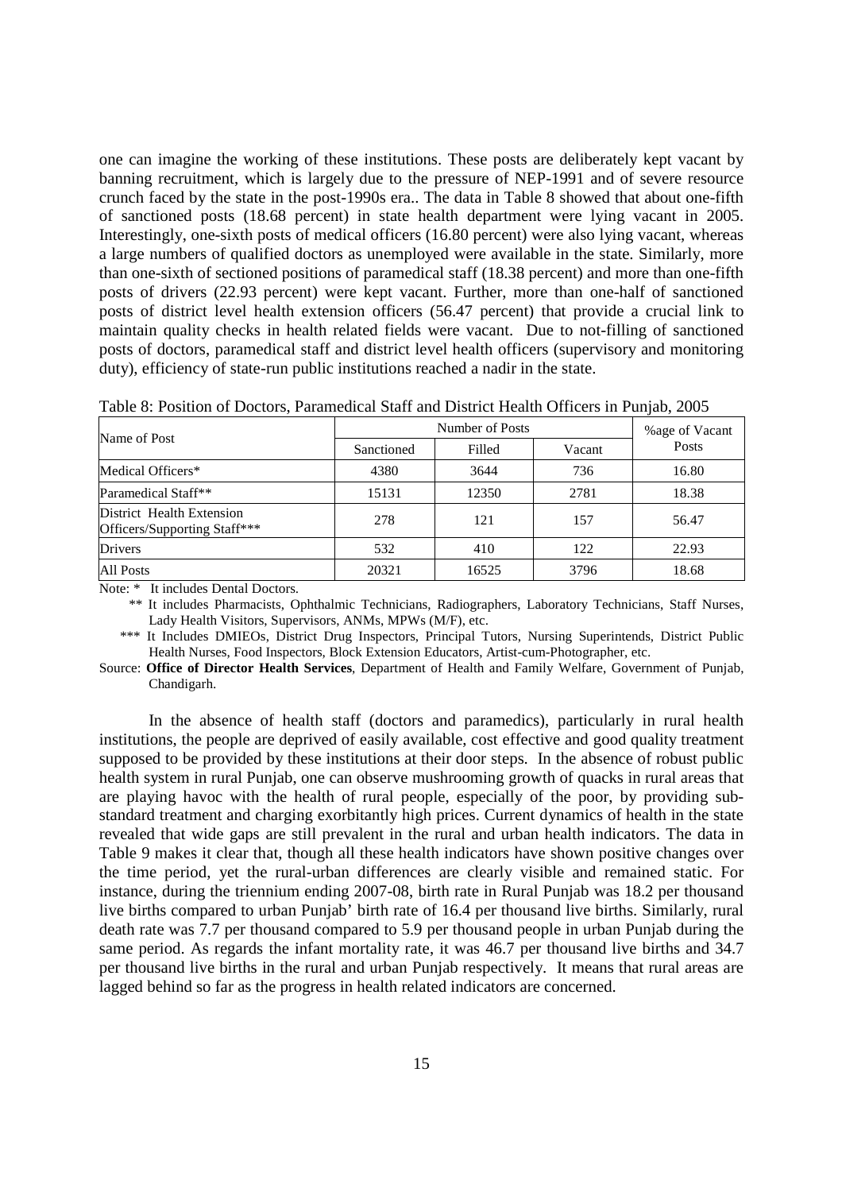one can imagine the working of these institutions. These posts are deliberately kept vacant by banning recruitment, which is largely due to the pressure of NEP-1991 and of severe resource crunch faced by the state in the post-1990s era.. The data in Table 8 showed that about one-fifth of sanctioned posts (18.68 percent) in state health department were lying vacant in 2005. Interestingly, one-sixth posts of medical officers (16.80 percent) were also lying vacant, whereas a large numbers of qualified doctors as unemployed were available in the state. Similarly, more than one-sixth of sectioned positions of paramedical staff (18.38 percent) and more than one-fifth posts of drivers (22.93 percent) were kept vacant. Further, more than one-half of sanctioned posts of district level health extension officers (56.47 percent) that provide a crucial link to maintain quality checks in health related fields were vacant. Due to not-filling of sanctioned posts of doctors, paramedical staff and district level health officers (supervisory and monitoring duty), efficiency of state-run public institutions reached a nadir in the state.

Table 8: Position of Doctors, Paramedical Staff and District Health Officers in Punjab, 2005

| Name of Post | Number of Posts | | | %age of Vacant Posts |
|---|---|---|---|---|
| | Sanctioned | Filled | Vacant | |
| Medical Officers* | 4380 | 3644 | 736 | 16.80 |
| Paramedical Staff** | 15131 | 12350 | 2781 | 18.38 |
| District Health Extension Officers/Supporting Staff*** | 278 | 121 | 157 | 56.47 |
| Drivers | 532 | 410 | 122 | 22.93 |
| All Posts | 20321 | 16525 | 3796 | 18.68 |

Note: * It includes Dental Doctors.

** It includes Pharmacists, Ophthalmic Technicians, Radiographers, Laboratory Technicians, Staff Nurses, Lady Health Visitors, Supervisors, ANMs, MPWs (M/F), etc.

*** It Includes DMIEOs, District Drug Inspectors, Principal Tutors, Nursing Superintends, District Public Health Nurses, Food Inspectors, Block Extension Educators, Artist-cum-Photographer, etc.

Source: **Office of Director Health Services**, Department of Health and Family Welfare, Government of Punjab, Chandigarh.

In the absence of health staff (doctors and paramedics), particularly in rural health institutions, the people are deprived of easily available, cost effective and good quality treatment supposed to be provided by these institutions at their door steps. In the absence of robust public health system in rural Punjab, one can observe mushrooming growth of quacks in rural areas that are playing havoc with the health of rural people, especially of the poor, by providing sub-standard treatment and charging exorbitantly high prices. Current dynamics of health in the state revealed that wide gaps are still prevalent in the rural and urban health indicators. The data in Table 9 makes it clear that, though all these health indicators have shown positive changes over the time period, yet the rural-urban differences are clearly visible and remained static. For instance, during the triennium ending 2007-08, birth rate in Rural Punjab was 18.2 per thousand live births compared to urban Punjab' birth rate of 16.4 per thousand live births. Similarly, rural death rate was 7.7 per thousand compared to 5.9 per thousand people in urban Punjab during the same period. As regards the infant mortality rate, it was 46.7 per thousand live births and 34.7 per thousand live births in the rural and urban Punjab respectively. It means that rural areas are lagged behind so far as the progress in health related indicators are concerned.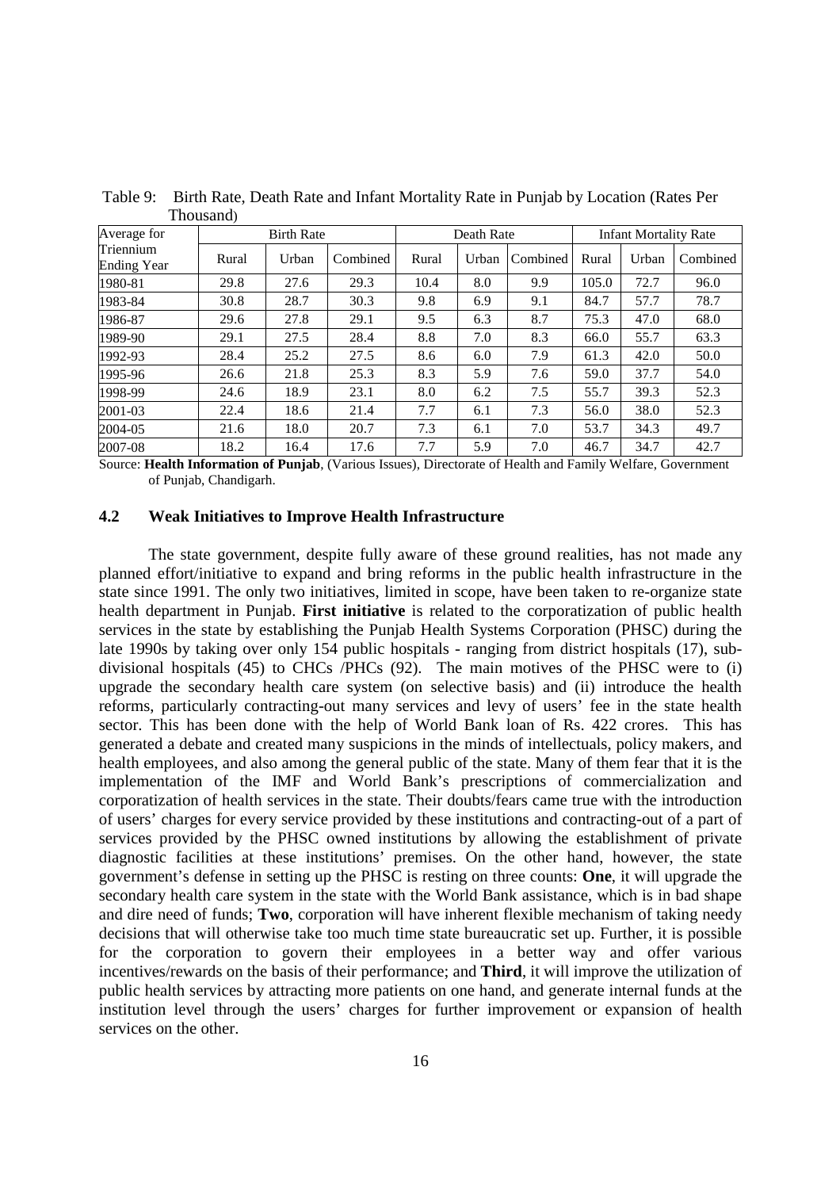Table 9: Birth Rate, Death Rate and Infant Mortality Rate in Punjab by Location (Rates Per Thousand)

| Average for Triennium Ending Year | Birth Rate | | | Death Rate | | | Infant Mortality Rate | | |
|---|---|---|---|---|---|---|---|---|---|
| | Rural | Urban | Combined | Rural | Urban | Combined | Rural | Urban | Combined |
| 1980-81 | 29.8 | 27.6 | 29.3 | 10.4 | 8.0 | 9.9 | 105.0 | 72.7 | 96.0 |
| 1983-84 | 30.8 | 28.7 | 30.3 | 9.8 | 6.9 | 9.1 | 84.7 | 57.7 | 78.7 |
| 1986-87 | 29.6 | 27.8 | 29.1 | 9.5 | 6.3 | 8.7 | 75.3 | 47.0 | 68.0 |
| 1989-90 | 29.1 | 27.5 | 28.4 | 8.8 | 7.0 | 8.3 | 66.0 | 55.7 | 63.3 |
| 1992-93 | 28.4 | 25.2 | 27.5 | 8.6 | 6.0 | 7.9 | 61.3 | 42.0 | 50.0 |
| 1995-96 | 26.6 | 21.8 | 25.3 | 8.3 | 5.9 | 7.6 | 59.0 | 37.7 | 54.0 |
| 1998-99 | 24.6 | 18.9 | 23.1 | 8.0 | 6.2 | 7.5 | 55.7 | 39.3 | 52.3 |
| 2001-03 | 22.4 | 18.6 | 21.4 | 7.7 | 6.1 | 7.3 | 56.0 | 38.0 | 52.3 |
| 2004-05 | 21.6 | 18.0 | 20.7 | 7.3 | 6.1 | 7.0 | 53.7 | 34.3 | 49.7 |
| 2007-08 | 18.2 | 16.4 | 17.6 | 7.7 | 5.9 | 7.0 | 46.7 | 34.7 | 42.7 |

Source: **Health Information of Punjab**, (Various Issues), Directorate of Health and Family Welfare, Government of Punjab, Chandigarh.

### 4.2 Weak Initiatives to Improve Health Infrastructure

The state government, despite fully aware of these ground realities, has not made any planned effort/initiative to expand and bring reforms in the public health infrastructure in the state since 1991. The only two initiatives, limited in scope, have been taken to re-organize state health department in Punjab. **First initiative** is related to the corporatization of public health services in the state by establishing the Punjab Health Systems Corporation (PHSC) during the late 1990s by taking over only 154 public hospitals - ranging from district hospitals (17), sub-divisional hospitals (45) to CHCs /PHCs (92). The main motives of the PHSC were to (i) upgrade the secondary health care system (on selective basis) and (ii) introduce the health reforms, particularly contracting-out many services and levy of users' fee in the state health sector. This has been done with the help of World Bank loan of Rs. 422 crores. This has generated a debate and created many suspicions in the minds of intellectuals, policy makers, and health employees, and also among the general public of the state. Many of them fear that it is the implementation of the IMF and World Bank's prescriptions of commercialization and corporatization of health services in the state. Their doubts/fears came true with the introduction of users' charges for every service provided by these institutions and contracting-out of a part of services provided by the PHSC owned institutions by allowing the establishment of private diagnostic facilities at these institutions' premises. On the other hand, however, the state government's defense in setting up the PHSC is resting on three counts: **One**, it will upgrade the secondary health care system in the state with the World Bank assistance, which is in bad shape and dire need of funds; **Two**, corporation will have inherent flexible mechanism of taking needy decisions that will otherwise take too much time state bureaucratic set up. Further, it is possible for the corporation to govern their employees in a better way and offer various incentives/rewards on the basis of their performance; and **Third**, it will improve the utilization of public health services by attracting more patients on one hand, and generate internal funds at the institution level through the users' charges for further improvement or expansion of health services on the other.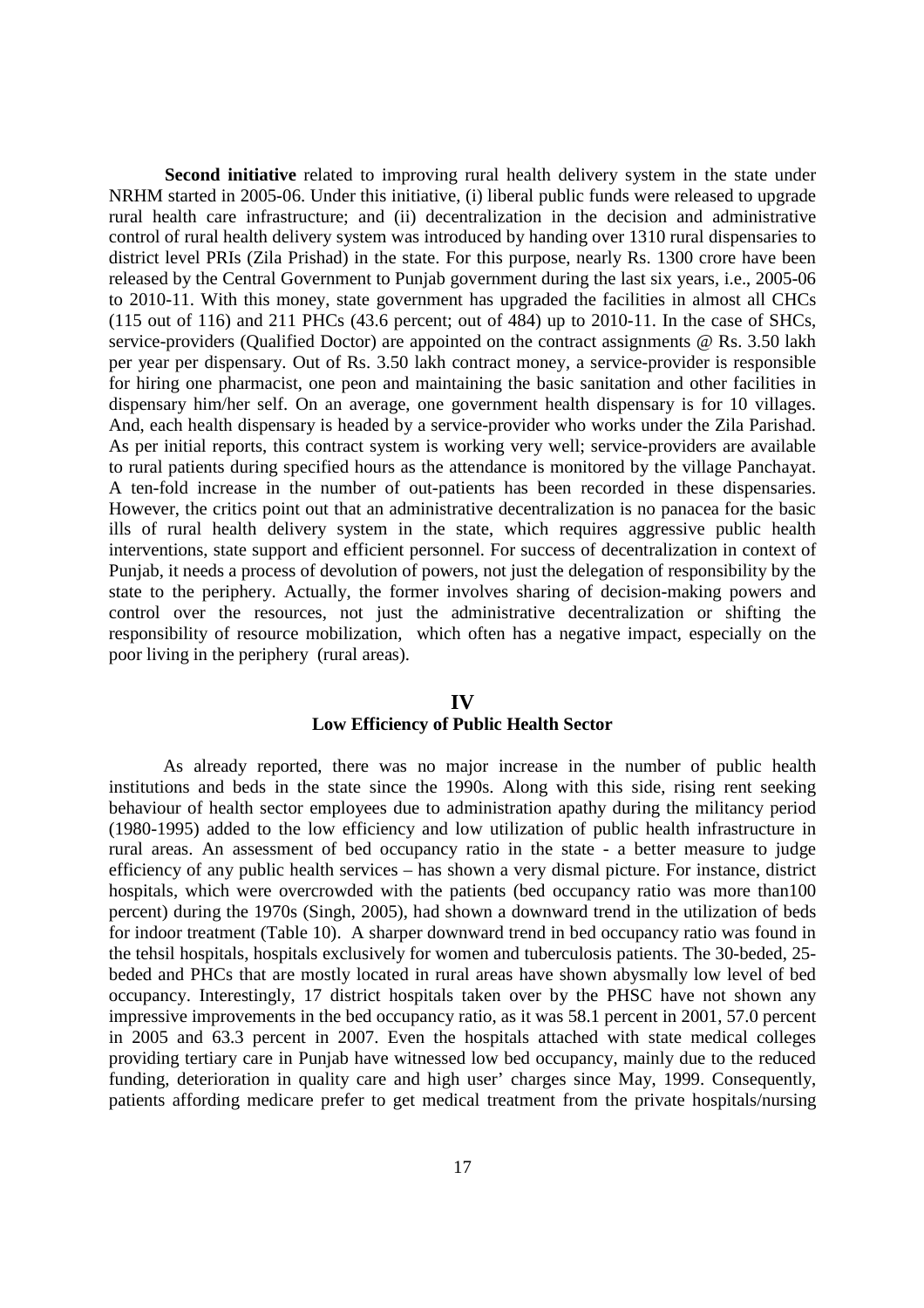**Second initiative** related to improving rural health delivery system in the state under NRHM started in 2005-06. Under this initiative, (i) liberal public funds were released to upgrade rural health care infrastructure; and (ii) decentralization in the decision and administrative control of rural health delivery system was introduced by handing over 1310 rural dispensaries to district level PRIs (Zila Prishad) in the state. For this purpose, nearly Rs. 1300 crore have been released by the Central Government to Punjab government during the last six years, i.e., 2005-06 to 2010-11. With this money, state government has upgraded the facilities in almost all CHCs (115 out of 116) and 211 PHCs (43.6 percent; out of 484) up to 2010-11. In the case of SHCs, service-providers (Qualified Doctor) are appointed on the contract assignments @ Rs. 3.50 lakh per year per dispensary. Out of Rs. 3.50 lakh contract money, a service-provider is responsible for hiring one pharmacist, one peon and maintaining the basic sanitation and other facilities in dispensary him/her self. On an average, one government health dispensary is for 10 villages. And, each health dispensary is headed by a service-provider who works under the Zila Parishad. As per initial reports, this contract system is working very well; service-providers are available to rural patients during specified hours as the attendance is monitored by the village Panchayat. A ten-fold increase in the number of out-patients has been recorded in these dispensaries. However, the critics point out that an administrative decentralization is no panacea for the basic ills of rural health delivery system in the state, which requires aggressive public health interventions, state support and efficient personnel. For success of decentralization in context of Punjab, it needs a process of devolution of powers, not just the delegation of responsibility by the state to the periphery. Actually, the former involves sharing of decision-making powers and control over the resources, not just the administrative decentralization or shifting the responsibility of resource mobilization, which often has a negative impact, especially on the poor living in the periphery (rural areas).

## IV
## Low Efficiency of Public Health Sector

As already reported, there was no major increase in the number of public health institutions and beds in the state since the 1990s. Along with this side, rising rent seeking behaviour of health sector employees due to administration apathy during the militancy period (1980-1995) added to the low efficiency and low utilization of public health infrastructure in rural areas. An assessment of bed occupancy ratio in the state - a better measure to judge efficiency of any public health services – has shown a very dismal picture. For instance, district hospitals, which were overcrowded with the patients (bed occupancy ratio was more than100 percent) during the 1970s (Singh, 2005), had shown a downward trend in the utilization of beds for indoor treatment (Table 10). A sharper downward trend in bed occupancy ratio was found in the tehsil hospitals, hospitals exclusively for women and tuberculosis patients. The 30-beded, 25-beded and PHCs that are mostly located in rural areas have shown abysmally low level of bed occupancy. Interestingly, 17 district hospitals taken over by the PHSC have not shown any impressive improvements in the bed occupancy ratio, as it was 58.1 percent in 2001, 57.0 percent in 2005 and 63.3 percent in 2007. Even the hospitals attached with state medical colleges providing tertiary care in Punjab have witnessed low bed occupancy, mainly due to the reduced funding, deterioration in quality care and high user' charges since May, 1999. Consequently, patients affording medicare prefer to get medical treatment from the private hospitals/nursing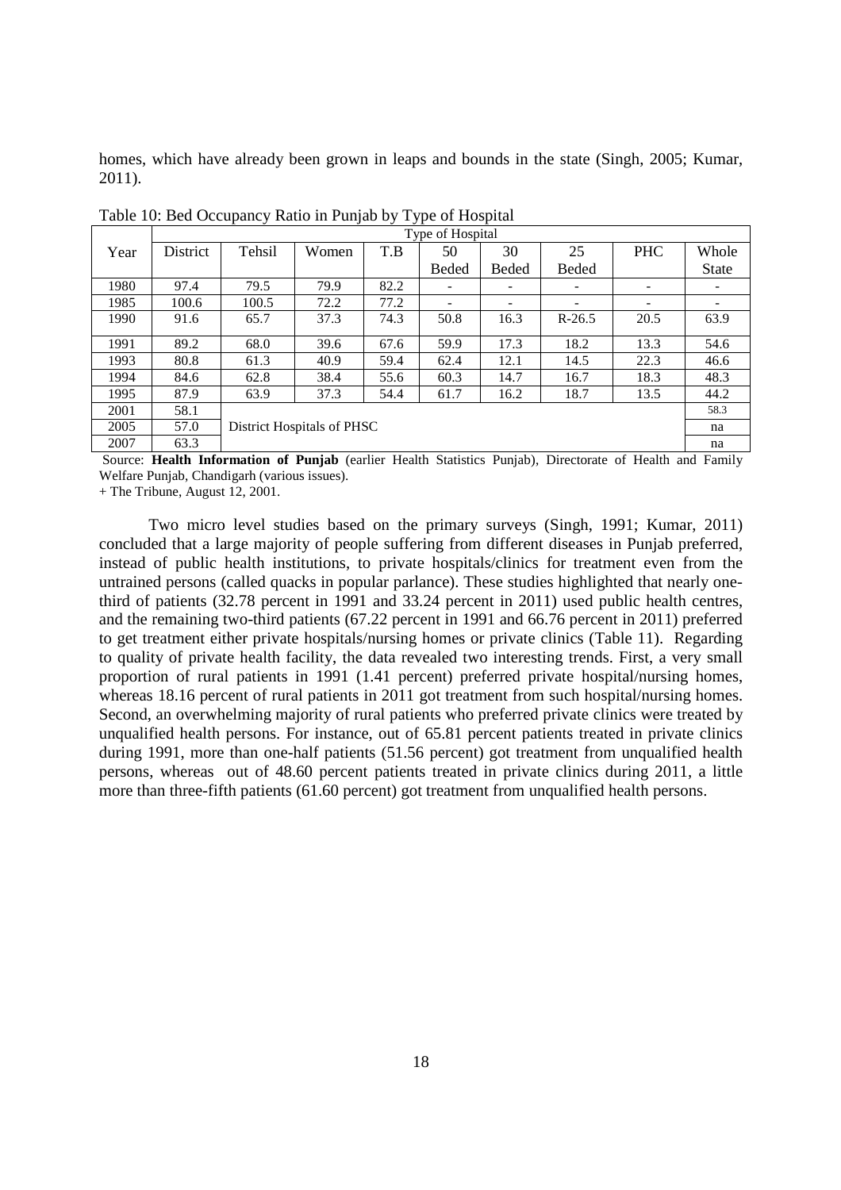homes, which have already been grown in leaps and bounds in the state (Singh, 2005; Kumar, 2011).

Table 10: Bed Occupancy Ratio in Punjab by Type of Hospital

| Year | Type of Hospital | | | | | | | | |
|---|---|---|---|---|---|---|---|---|---|
| | District | Tehsil | Women | T.B | 50 Beded | 30 Beded | 25 Beded | PHC | Whole State |
| 1980 | 97.4 | 79.5 | 79.9 | 82.2 | - | - | - | - | - |
| 1985 | 100.6 | 100.5 | 72.2 | 77.2 | - | - | - | - | - |
| 1990 | 91.6 | 65.7 | 37.3 | 74.3 | 50.8 | 16.3 | R-26.5 | 20.5 | 63.9 |
| 1991 | 89.2 | 68.0 | 39.6 | 67.6 | 59.9 | 17.3 | 18.2 | 13.3 | 54.6 |
| 1993 | 80.8 | 61.3 | 40.9 | 59.4 | 62.4 | 12.1 | 14.5 | 22.3 | 46.6 |
| 1994 | 84.6 | 62.8 | 38.4 | 55.6 | 60.3 | 14.7 | 16.7 | 18.3 | 48.3 |
| 1995 | 87.9 | 63.9 | 37.3 | 54.4 | 61.7 | 16.2 | 18.7 | 13.5 | 44.2 |
| 2001 | 58.1 | District Hospitals of PHSC | | | | | | | 58.3 |
| 2005 | 57.0 | | | | | | | | na |
| 2007 | 63.3 | | | | | | | | na |

Source: **Health Information of Punjab** (earlier Health Statistics Punjab), Directorate of Health and Family Welfare Punjab, Chandigarh (various issues).

+ The Tribune, August 12, 2001.

Two micro level studies based on the primary surveys (Singh, 1991; Kumar, 2011) concluded that a large majority of people suffering from different diseases in Punjab preferred, instead of public health institutions, to private hospitals/clinics for treatment even from the untrained persons (called quacks in popular parlance). These studies highlighted that nearly one-third of patients (32.78 percent in 1991 and 33.24 percent in 2011) used public health centres, and the remaining two-third patients (67.22 percent in 1991 and 66.76 percent in 2011) preferred to get treatment either private hospitals/nursing homes or private clinics (Table 11). Regarding to quality of private health facility, the data revealed two interesting trends. First, a very small proportion of rural patients in 1991 (1.41 percent) preferred private hospital/nursing homes, whereas 18.16 percent of rural patients in 2011 got treatment from such hospital/nursing homes. Second, an overwhelming majority of rural patients who preferred private clinics were treated by unqualified health persons. For instance, out of 65.81 percent patients treated in private clinics during 1991, more than one-half patients (51.56 percent) got treatment from unqualified health persons, whereas out of 48.60 percent patients treated in private clinics during 2011, a little more than three-fifth patients (61.60 percent) got treatment from unqualified health persons.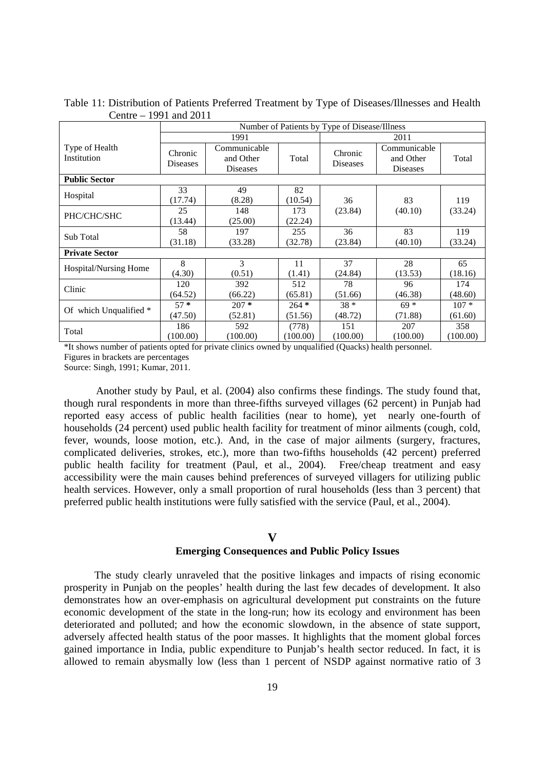Table 11: Distribution of Patients Preferred Treatment by Type of Diseases/Illnesses and Health Centre – 1991 and 2011

| Type of Health Institution | Number of Patients by Type of Disease/Illness | | | | | |
|---|---|---|---|---|---|---|
| | 1991 | | | 2011 | | |
| | Chronic Diseases | Communicable and Other Diseases | Total | Chronic Diseases | Communicable and Other Diseases | Total |
| **Public Sector** | | | | | | |
| Hospital | 33 (17.74) | 49 (8.28) | 82 (10.54) | 36 (23.84) | 83 (40.10) | 119 (33.24) |
| PHC/CHC/SHC | 25 (13.44) | 148 (25.00) | 173 (22.24) | | | |
| Sub Total | 58 (31.18) | 197 (33.28) | 255 (32.78) | 36 (23.84) | 83 (40.10) | 119 (33.24) |
| **Private Sector** | | | | | | |
| Hospital/Nursing Home | 8 (4.30) | 3 (0.51) | 11 (1.41) | 37 (24.84) | 28 (13.53) | 65 (18.16) |
| Clinic | 120 (64.52) | 392 (66.22) | 512 (65.81) | 78 (51.66) | 96 (46.38) | 174 (48.60) |
| Of which Unqualified * | 57 * (47.50) | 207 * (52.81) | 264 * (51.56) | 38 * (48.72) | 69 * (71.88) | 107 * (61.60) |
| Total | 186 (100.00) | 592 (100.00) | (778) (100.00) | 151 (100.00) | 207 (100.00) | 358 (100.00) |

*It shows number of patients opted for private clinics owned by unqualified (Quacks) health personnel.
Figures in brackets are percentages
Source: Singh, 1991; Kumar, 2011.

Another study by Paul, et al. (2004) also confirms these findings. The study found that, though rural respondents in more than three-fifths surveyed villages (62 percent) in Punjab had reported easy access of public health facilities (near to home), yet nearly one-fourth of households (24 percent) used public health facility for treatment of minor ailments (cough, cold, fever, wounds, loose motion, etc.). And, in the case of major ailments (surgery, fractures, complicated deliveries, strokes, etc.), more than two-fifths households (42 percent) preferred public health facility for treatment (Paul, et al., 2004). Free/cheap treatment and easy accessibility were the main causes behind preferences of surveyed villagers for utilizing public health services. However, only a small proportion of rural households (less than 3 percent) that preferred public health institutions were fully satisfied with the service (Paul, et al., 2004).

## V

## Emerging Consequences and Public Policy Issues

The study clearly unraveled that the positive linkages and impacts of rising economic prosperity in Punjab on the peoples' health during the last few decades of development. It also demonstrates how an over-emphasis on agricultural development put constraints on the future economic development of the state in the long-run; how its ecology and environment has been deteriorated and polluted; and how the economic slowdown, in the absence of state support, adversely affected health status of the poor masses. It highlights that the moment global forces gained importance in India, public expenditure to Punjab's health sector reduced. In fact, it is allowed to remain abysmally low (less than 1 percent of NSDP against normative ratio of 3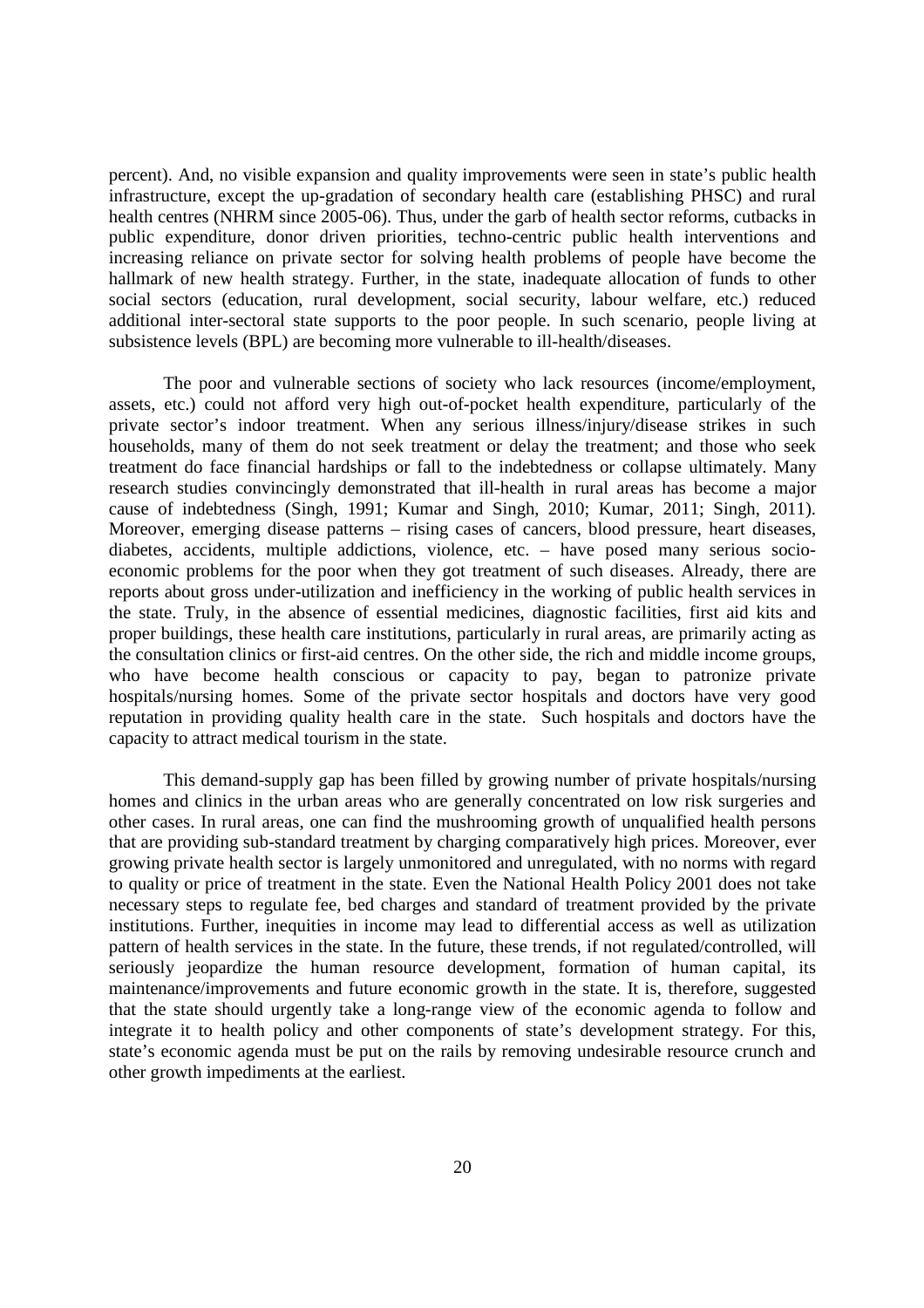percent). And, no visible expansion and quality improvements were seen in state's public health infrastructure, except the up-gradation of secondary health care (establishing PHSC) and rural health centres (NHRM since 2005-06). Thus, under the garb of health sector reforms, cutbacks in public expenditure, donor driven priorities, techno-centric public health interventions and increasing reliance on private sector for solving health problems of people have become the hallmark of new health strategy. Further, in the state, inadequate allocation of funds to other social sectors (education, rural development, social security, labour welfare, etc.) reduced additional inter-sectoral state supports to the poor people. In such scenario, people living at subsistence levels (BPL) are becoming more vulnerable to ill-health/diseases.

The poor and vulnerable sections of society who lack resources (income/employment, assets, etc.) could not afford very high out-of-pocket health expenditure, particularly of the private sector's indoor treatment. When any serious illness/injury/disease strikes in such households, many of them do not seek treatment or delay the treatment; and those who seek treatment do face financial hardships or fall to the indebtedness or collapse ultimately. Many research studies convincingly demonstrated that ill-health in rural areas has become a major cause of indebtedness (Singh, 1991; Kumar and Singh, 2010; Kumar, 2011; Singh, 2011). Moreover, emerging disease patterns – rising cases of cancers, blood pressure, heart diseases, diabetes, accidents, multiple addictions, violence, etc. – have posed many serious socio-economic problems for the poor when they got treatment of such diseases. Already, there are reports about gross under-utilization and inefficiency in the working of public health services in the state. Truly, in the absence of essential medicines, diagnostic facilities, first aid kits and proper buildings, these health care institutions, particularly in rural areas, are primarily acting as the consultation clinics or first-aid centres. On the other side, the rich and middle income groups, who have become health conscious or capacity to pay, began to patronize private hospitals/nursing homes. Some of the private sector hospitals and doctors have very good reputation in providing quality health care in the state. Such hospitals and doctors have the capacity to attract medical tourism in the state.

This demand-supply gap has been filled by growing number of private hospitals/nursing homes and clinics in the urban areas who are generally concentrated on low risk surgeries and other cases. In rural areas, one can find the mushrooming growth of unqualified health persons that are providing sub-standard treatment by charging comparatively high prices. Moreover, ever growing private health sector is largely unmonitored and unregulated, with no norms with regard to quality or price of treatment in the state. Even the National Health Policy 2001 does not take necessary steps to regulate fee, bed charges and standard of treatment provided by the private institutions. Further, inequities in income may lead to differential access as well as utilization pattern of health services in the state. In the future, these trends, if not regulated/controlled, will seriously jeopardize the human resource development, formation of human capital, its maintenance/improvements and future economic growth in the state. It is, therefore, suggested that the state should urgently take a long-range view of the economic agenda to follow and integrate it to health policy and other components of state's development strategy. For this, state's economic agenda must be put on the rails by removing undesirable resource crunch and other growth impediments at the earliest.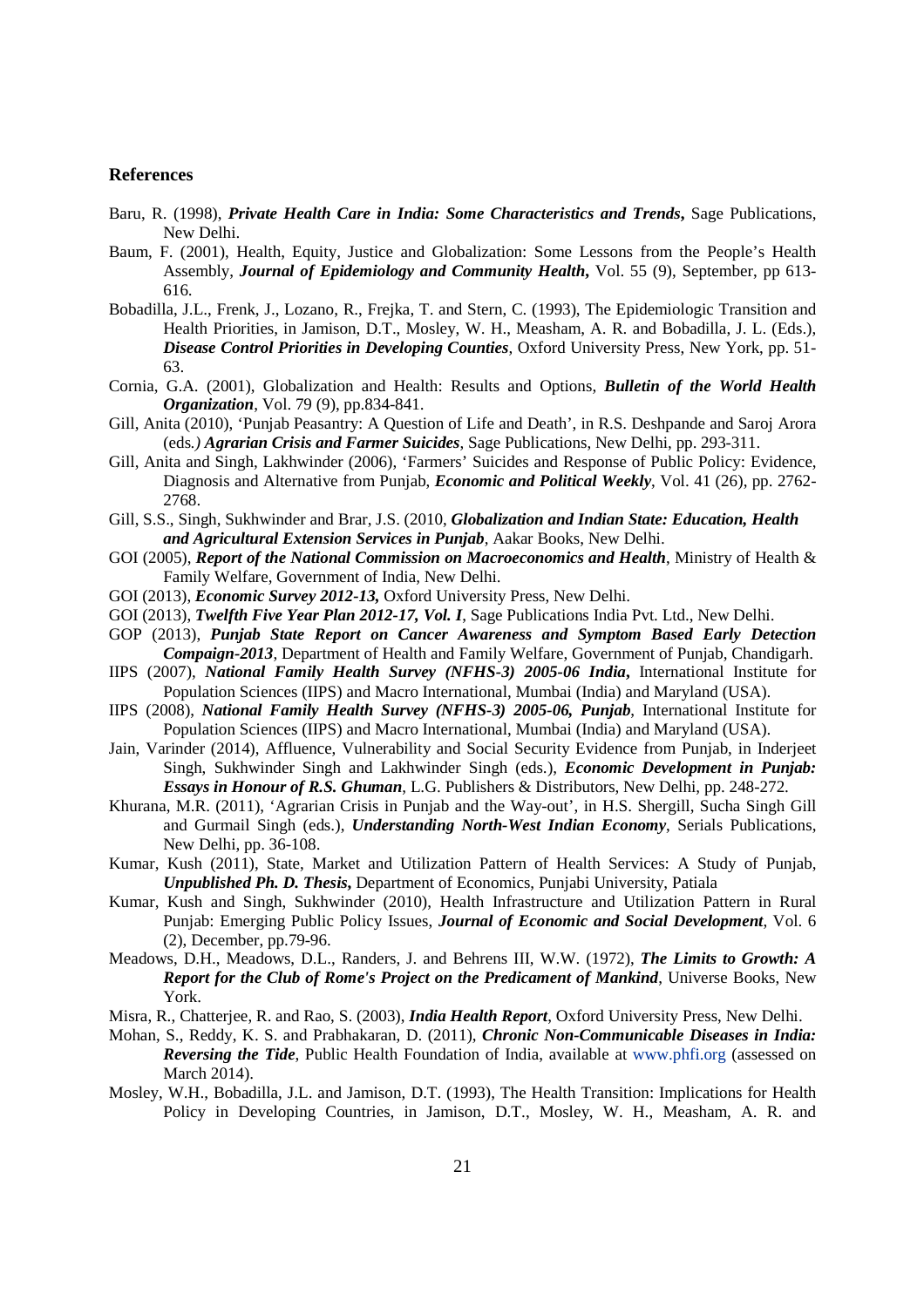## References

Baru, R. (1998), ***Private Health Care in India: Some Characteristics and Trends*****,** Sage Publications, New Delhi.

Baum, F. (2001), Health, Equity, Justice and Globalization: Some Lessons from the People's Health Assembly, ***Journal of Epidemiology and Community Health*****,** Vol. 55 (9), September, pp 613-616.

Bobadilla, J.L., Frenk, J., Lozano, R., Frejka, T. and Stern, C. (1993), The Epidemiologic Transition and Health Priorities, in Jamison, D.T., Mosley, W. H., Measham, A. R. and Bobadilla, J. L. (Eds.), ***Disease Control Priorities in Developing Counties***, Oxford University Press, New York, pp. 51-63.

Cornia, G.A. (2001), Globalization and Health: Results and Options, ***Bulletin of the World Health Organization***, Vol. 79 (9), pp.834-841.

Gill, Anita (2010), 'Punjab Peasantry: A Question of Life and Death', in R.S. Deshpande and Saroj Arora (eds*.) **Agrarian Crisis and Farmer Suicides***, Sage Publications, New Delhi, pp. 293-311.

Gill, Anita and Singh, Lakhwinder (2006), 'Farmers' Suicides and Response of Public Policy: Evidence, Diagnosis and Alternative from Punjab, ***Economic and Political Weekly***, Vol. 41 (26), pp. 2762-2768.

Gill, S.S., Singh, Sukhwinder and Brar, J.S. (2010, ***Globalization and Indian State: Education, Health and Agricultural Extension Services in Punjab***, Aakar Books, New Delhi.

GOI (2005), ***Report of the National Commission on Macroeconomics and Health***, Ministry of Health & Family Welfare, Government of India, New Delhi.

GOI (2013), ***Economic Survey 2012-13*****,** Oxford University Press, New Delhi.

GOI (2013), ***Twelfth Five Year Plan 2012-17, Vol. I***, Sage Publications India Pvt. Ltd., New Delhi.

GOP (2013), ***Punjab State Report on Cancer Awareness and Symptom Based Early Detection Compaign-2013***, Department of Health and Family Welfare, Government of Punjab, Chandigarh.

IIPS (2007), ***National Family Health Survey (NFHS-3) 2005-06 India*****,** International Institute for Population Sciences (IIPS) and Macro International, Mumbai (India) and Maryland (USA).

IIPS (2008), ***National Family Health Survey (NFHS-3) 2005-06, Punjab***, International Institute for Population Sciences (IIPS) and Macro International, Mumbai (India) and Maryland (USA).

Jain, Varinder (2014), Affluence, Vulnerability and Social Security Evidence from Punjab, in Inderjeet Singh, Sukhwinder Singh and Lakhwinder Singh (eds.), ***Economic Development in Punjab: Essays in Honour of R.S. Ghuman***, L.G. Publishers & Distributors, New Delhi, pp. 248-272.

Khurana, M.R. (2011), 'Agrarian Crisis in Punjab and the Way-out', in H.S. Shergill, Sucha Singh Gill and Gurmail Singh (eds.), ***Understanding North-West Indian Economy***, Serials Publications, New Delhi, pp. 36-108.

Kumar, Kush (2011), State, Market and Utilization Pattern of Health Services: A Study of Punjab, ***Unpublished Ph. D. Thesis*****,** Department of Economics, Punjabi University, Patiala

Kumar, Kush and Singh, Sukhwinder (2010), Health Infrastructure and Utilization Pattern in Rural Punjab: Emerging Public Policy Issues, ***Journal of Economic and Social Development***, Vol. 6 (2), December, pp.79-96.

Meadows, D.H., Meadows, D.L., Randers, J. and Behrens III, W.W. (1972), ***The Limits to Growth: A Report for the Club of Rome's Project on the Predicament of Mankind***, Universe Books, New York.

Misra, R., Chatterjee, R. and Rao, S. (2003), ***India Health Report***, Oxford University Press, New Delhi.

Mohan, S., Reddy, K. S. and Prabhakaran, D. (2011), ***Chronic Non-Communicable Diseases in India: Reversing the Tide***, Public Health Foundation of India, available at www.phfi.org (assessed on March 2014).

Mosley, W.H., Bobadilla, J.L. and Jamison, D.T. (1993), The Health Transition: Implications for Health Policy in Developing Countries, in Jamison, D.T., Mosley, W. H., Measham, A. R. and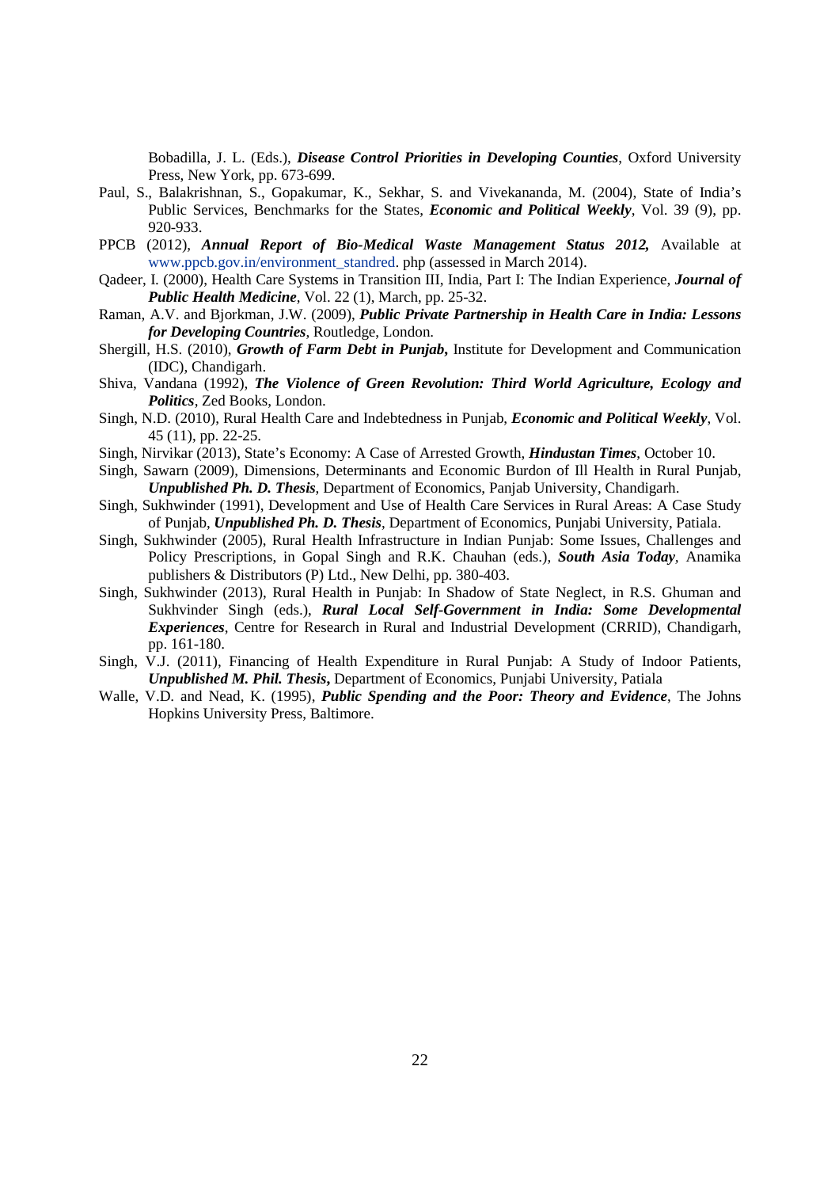Bobadilla, J. L. (Eds.), ***Disease Control Priorities in Developing Counties***, Oxford University Press, New York, pp. 673-699.

Paul, S., Balakrishnan, S., Gopakumar, K., Sekhar, S. and Vivekananda, M. (2004), State of India's Public Services, Benchmarks for the States, ***Economic and Political Weekly***, Vol. 39 (9), pp. 920-933.

PPCB (2012), ***Annual Report of Bio-Medical Waste Management Status 2012,*** Available at www.ppcb.gov.in/environment_standred. php (assessed in March 2014).

Qadeer, I. (2000), Health Care Systems in Transition III, India, Part I: The Indian Experience, ***Journal of Public Health Medicine***, Vol. 22 (1), March, pp. 25-32.

Raman, A.V. and Bjorkman, J.W. (2009), ***Public Private Partnership in Health Care in India: Lessons for Developing Countries***, Routledge, London.

Shergill, H.S. (2010), ***Growth of Farm Debt in Punjab***, Institute for Development and Communication (IDC), Chandigarh.

Shiva, Vandana (1992), ***The Violence of Green Revolution: Third World Agriculture, Ecology and Politics***, Zed Books, London.

Singh, N.D. (2010), Rural Health Care and Indebtedness in Punjab, ***Economic and Political Weekly***, Vol. 45 (11), pp. 22-25.

Singh, Nirvikar (2013), State's Economy: A Case of Arrested Growth, ***Hindustan Times***, October 10.

Singh, Sawarn (2009), Dimensions, Determinants and Economic Burdon of Ill Health in Rural Punjab, ***Unpublished Ph. D. Thesis***, Department of Economics, Panjab University, Chandigarh.

Singh, Sukhwinder (1991), Development and Use of Health Care Services in Rural Areas: A Case Study of Punjab, ***Unpublished Ph. D. Thesis***, Department of Economics, Punjabi University, Patiala.

Singh, Sukhwinder (2005), Rural Health Infrastructure in Indian Punjab: Some Issues, Challenges and Policy Prescriptions, in Gopal Singh and R.K. Chauhan (eds.), ***South Asia Today***, Anamika publishers & Distributors (P) Ltd., New Delhi, pp. 380-403.

Singh, Sukhwinder (2013), Rural Health in Punjab: In Shadow of State Neglect, in R.S. Ghuman and Sukhvinder Singh (eds.), ***Rural Local Self-Government in India: Some Developmental Experiences***, Centre for Research in Rural and Industrial Development (CRRID), Chandigarh, pp. 161-180.

Singh, V.J. (2011), Financing of Health Expenditure in Rural Punjab: A Study of Indoor Patients, ***Unpublished M. Phil. Thesis***, Department of Economics, Punjabi University, Patiala

Walle, V.D. and Nead, K. (1995), ***Public Spending and the Poor: Theory and Evidence***, The Johns Hopkins University Press, Baltimore.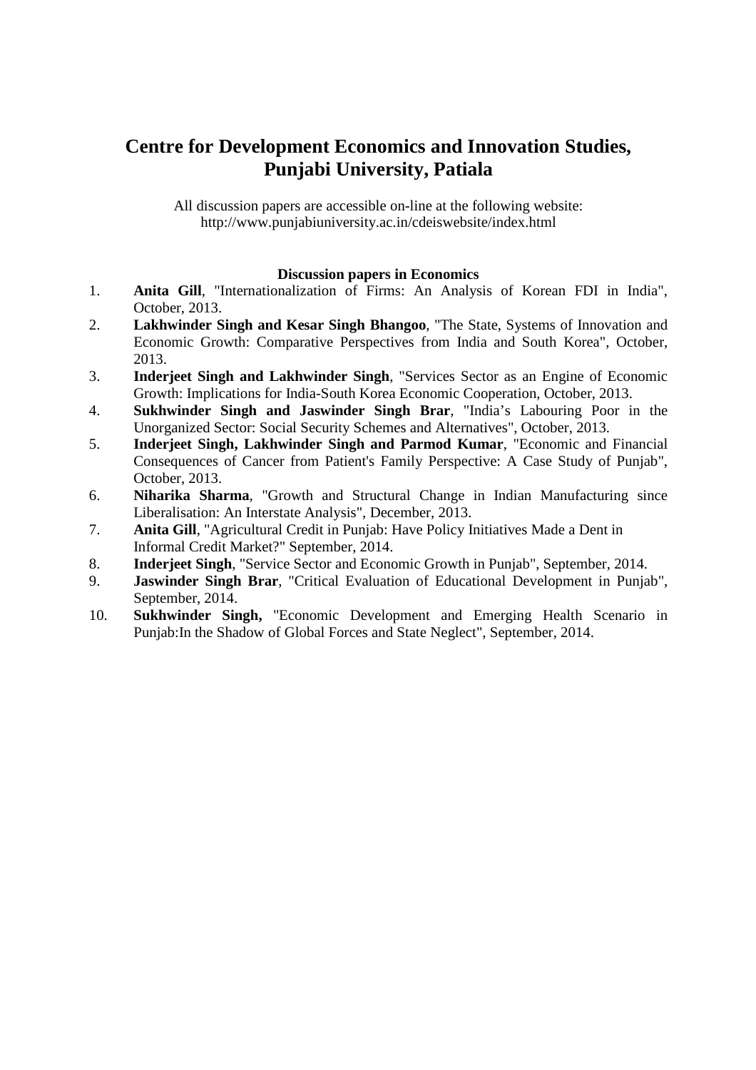# Centre for Development Economics and Innovation Studies, Punjabi University, Patiala

All discussion papers are accessible on-line at the following website:
http://www.punjabiuniversity.ac.in/cdeiswebsite/index.html

### Discussion papers in Economics

1. **Anita Gill**, "Internationalization of Firms: An Analysis of Korean FDI in India", October, 2013.
2. **Lakhwinder Singh and Kesar Singh Bhangoo**, "The State, Systems of Innovation and Economic Growth: Comparative Perspectives from India and South Korea", October, 2013.
3. **Inderjeet Singh and Lakhwinder Singh**, "Services Sector as an Engine of Economic Growth: Implications for India-South Korea Economic Cooperation, October, 2013.
4. **Sukhwinder Singh and Jaswinder Singh Brar**, "India's Labouring Poor in the Unorganized Sector: Social Security Schemes and Alternatives", October, 2013.
5. **Inderjeet Singh, Lakhwinder Singh and Parmod Kumar**, "Economic and Financial Consequences of Cancer from Patient's Family Perspective: A Case Study of Punjab", October, 2013.
6. **Niharika Sharma**, "Growth and Structural Change in Indian Manufacturing since Liberalisation: An Interstate Analysis", December, 2013.
7. **Anita Gill**, "Agricultural Credit in Punjab: Have Policy Initiatives Made a Dent in Informal Credit Market?" September, 2014.
8. **Inderjeet Singh**, "Service Sector and Economic Growth in Punjab", September, 2014.
9. **Jaswinder Singh Brar**, "Critical Evaluation of Educational Development in Punjab", September, 2014.
10. **Sukhwinder Singh,** "Economic Development and Emerging Health Scenario in Punjab:In the Shadow of Global Forces and State Neglect", September, 2014.